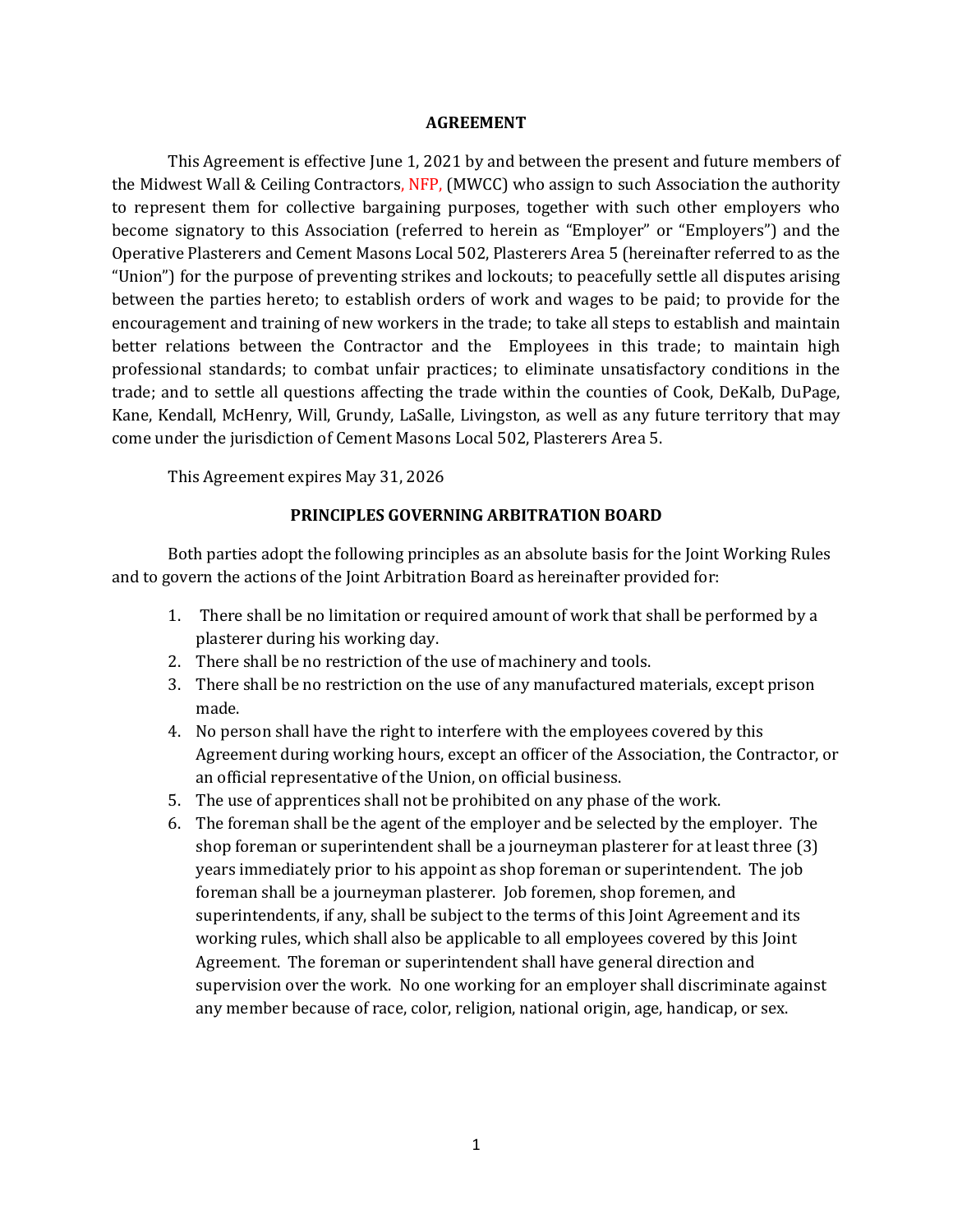# AGREEMENT

This Agreement is effective June 1, 2021 by and between the present and future members of the Midwest Wall & Ceiling Contractors, NFP, (MWCC) who assign to such Association the authority to represent them for collective bargaining purposes, together with such other employers who become signatory to this Association (referred to herein as "Employer" or "Employers") and the Operative Plasterers and Cement Masons Local 502, Plasterers Area 5 (hereinafter referred to as the "Union") for the purpose of preventing strikes and lockouts; to peacefully settle all disputes arising between the parties hereto; to establish orders of work and wages to be paid; to provide for the encouragement and training of new workers in the trade; to take all steps to establish and maintain better relations between the Contractor and the Employees in this trade; to maintain high professional standards; to combat unfair practices; to eliminate unsatisfactory conditions in the trade; and to settle all questions affecting the trade within the counties of Cook, DeKalb, DuPage, Kane, Kendall, McHenry, Will, Grundy, LaSalle, Livingston, as well as any future territory that may come under the jurisdiction of Cement Masons Local 502, Plasterers Area 5.

This Agreement expires May 31, 2026

## PRINCIPLES GOVERNING ARBITRATION BOARD

Both parties adopt the following principles as an absolute basis for the Joint Working Rules and to govern the actions of the Joint Arbitration Board as hereinafter provided for:

1. There shall be no limitation or required amount of work that shall be performed by a plasterer during his working day.
2. There shall be no restriction of the use of machinery and tools.
3. There shall be no restriction on the use of any manufactured materials, except prison made.
4. No person shall have the right to interfere with the employees covered by this Agreement during working hours, except an officer of the Association, the Contractor, or an official representative of the Union, on official business.
5. The use of apprentices shall not be prohibited on any phase of the work.
6. The foreman shall be the agent of the employer and be selected by the employer. The shop foreman or superintendent shall be a journeyman plasterer for at least three (3) years immediately prior to his appoint as shop foreman or superintendent. The job foreman shall be a journeyman plasterer. Job foremen, shop foremen, and superintendents, if any, shall be subject to the terms of this Joint Agreement and its working rules, which shall also be applicable to all employees covered by this Joint Agreement. The foreman or superintendent shall have general direction and supervision over the work. No one working for an employer shall discriminate against any member because of race, color, religion, national origin, age, handicap, or sex.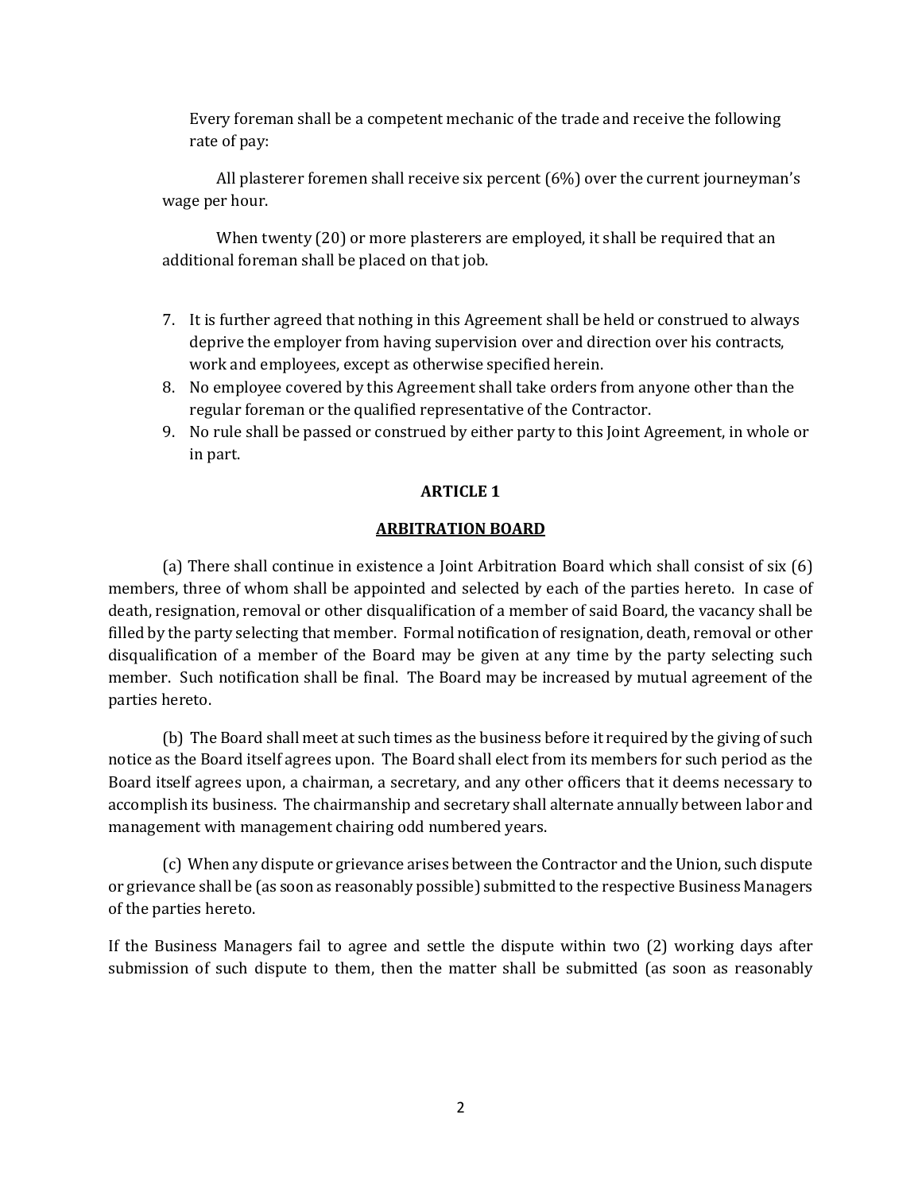Every foreman shall be a competent mechanic of the trade and receive the following rate of pay:

All plasterer foremen shall receive six percent (6%) over the current journeyman's wage per hour.

When twenty (20) or more plasterers are employed, it shall be required that an additional foreman shall be placed on that job.

7. It is further agreed that nothing in this Agreement shall be held or construed to always deprive the employer from having supervision over and direction over his contracts, work and employees, except as otherwise specified herein.
8. No employee covered by this Agreement shall take orders from anyone other than the regular foreman or the qualified representative of the Contractor.
9. No rule shall be passed or construed by either party to this Joint Agreement, in whole or in part.

## ARTICLE 1

## ARBITRATION BOARD

(a) There shall continue in existence a Joint Arbitration Board which shall consist of six (6) members, three of whom shall be appointed and selected by each of the parties hereto. In case of death, resignation, removal or other disqualification of a member of said Board, the vacancy shall be filled by the party selecting that member. Formal notification of resignation, death, removal or other disqualification of a member of the Board may be given at any time by the party selecting such member. Such notification shall be final. The Board may be increased by mutual agreement of the parties hereto.

(b) The Board shall meet at such times as the business before it required by the giving of such notice as the Board itself agrees upon. The Board shall elect from its members for such period as the Board itself agrees upon, a chairman, a secretary, and any other officers that it deems necessary to accomplish its business. The chairmanship and secretary shall alternate annually between labor and management with management chairing odd numbered years.

(c) When any dispute or grievance arises between the Contractor and the Union, such dispute or grievance shall be (as soon as reasonably possible) submitted to the respective Business Managers of the parties hereto.

If the Business Managers fail to agree and settle the dispute within two (2) working days after submission of such dispute to them, then the matter shall be submitted (as soon as reasonably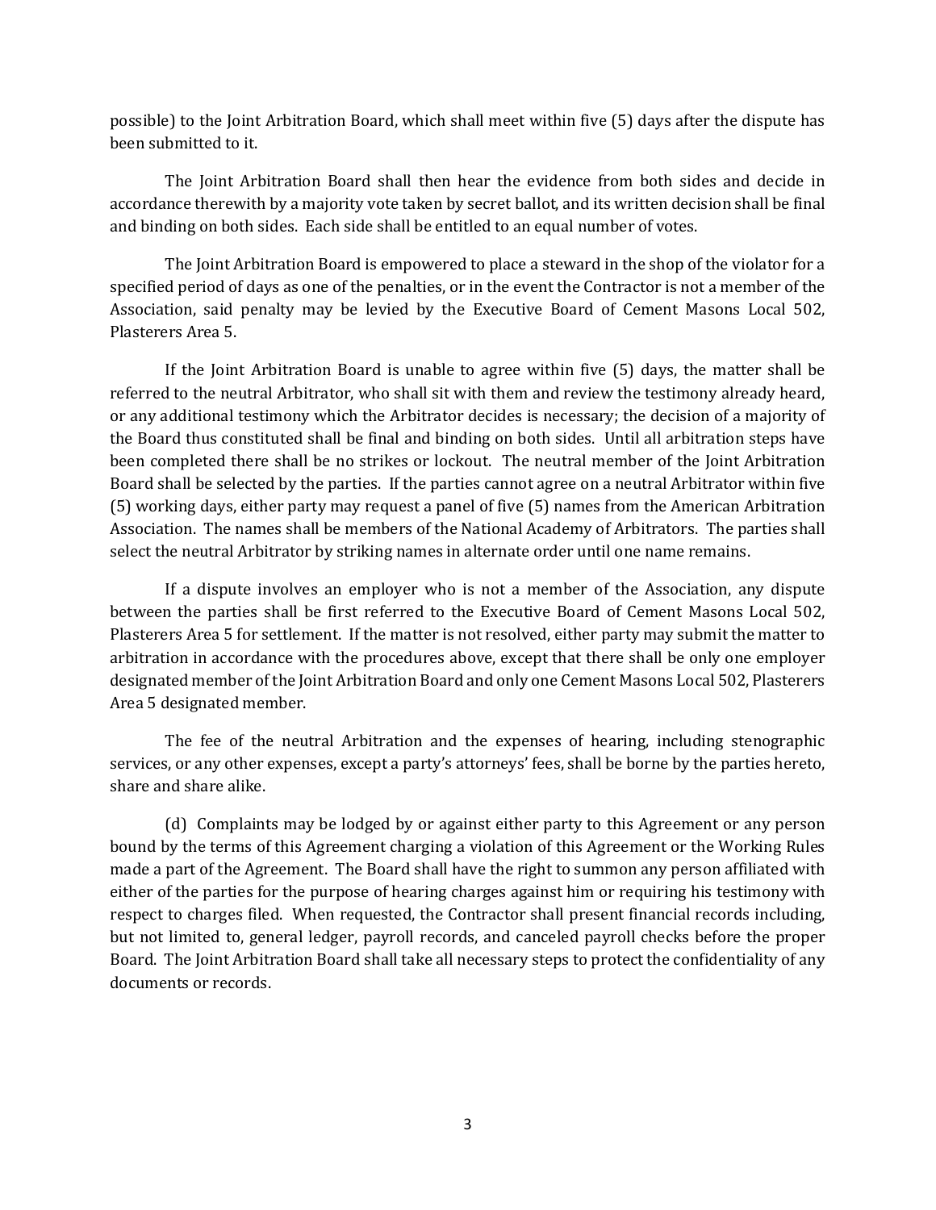possible) to the Joint Arbitration Board, which shall meet within five (5) days after the dispute has been submitted to it.

The Joint Arbitration Board shall then hear the evidence from both sides and decide in accordance therewith by a majority vote taken by secret ballot, and its written decision shall be final and binding on both sides. Each side shall be entitled to an equal number of votes.

The Joint Arbitration Board is empowered to place a steward in the shop of the violator for a specified period of days as one of the penalties, or in the event the Contractor is not a member of the Association, said penalty may be levied by the Executive Board of Cement Masons Local 502, Plasterers Area 5.

If the Joint Arbitration Board is unable to agree within five (5) days, the matter shall be referred to the neutral Arbitrator, who shall sit with them and review the testimony already heard, or any additional testimony which the Arbitrator decides is necessary; the decision of a majority of the Board thus constituted shall be final and binding on both sides. Until all arbitration steps have been completed there shall be no strikes or lockout. The neutral member of the Joint Arbitration Board shall be selected by the parties. If the parties cannot agree on a neutral Arbitrator within five (5) working days, either party may request a panel of five (5) names from the American Arbitration Association. The names shall be members of the National Academy of Arbitrators. The parties shall select the neutral Arbitrator by striking names in alternate order until one name remains.

If a dispute involves an employer who is not a member of the Association, any dispute between the parties shall be first referred to the Executive Board of Cement Masons Local 502, Plasterers Area 5 for settlement. If the matter is not resolved, either party may submit the matter to arbitration in accordance with the procedures above, except that there shall be only one employer designated member of the Joint Arbitration Board and only one Cement Masons Local 502, Plasterers Area 5 designated member.

The fee of the neutral Arbitration and the expenses of hearing, including stenographic services, or any other expenses, except a party's attorneys' fees, shall be borne by the parties hereto, share and share alike.

(d) Complaints may be lodged by or against either party to this Agreement or any person bound by the terms of this Agreement charging a violation of this Agreement or the Working Rules made a part of the Agreement. The Board shall have the right to summon any person affiliated with either of the parties for the purpose of hearing charges against him or requiring his testimony with respect to charges filed. When requested, the Contractor shall present financial records including, but not limited to, general ledger, payroll records, and canceled payroll checks before the proper Board. The Joint Arbitration Board shall take all necessary steps to protect the confidentiality of any documents or records.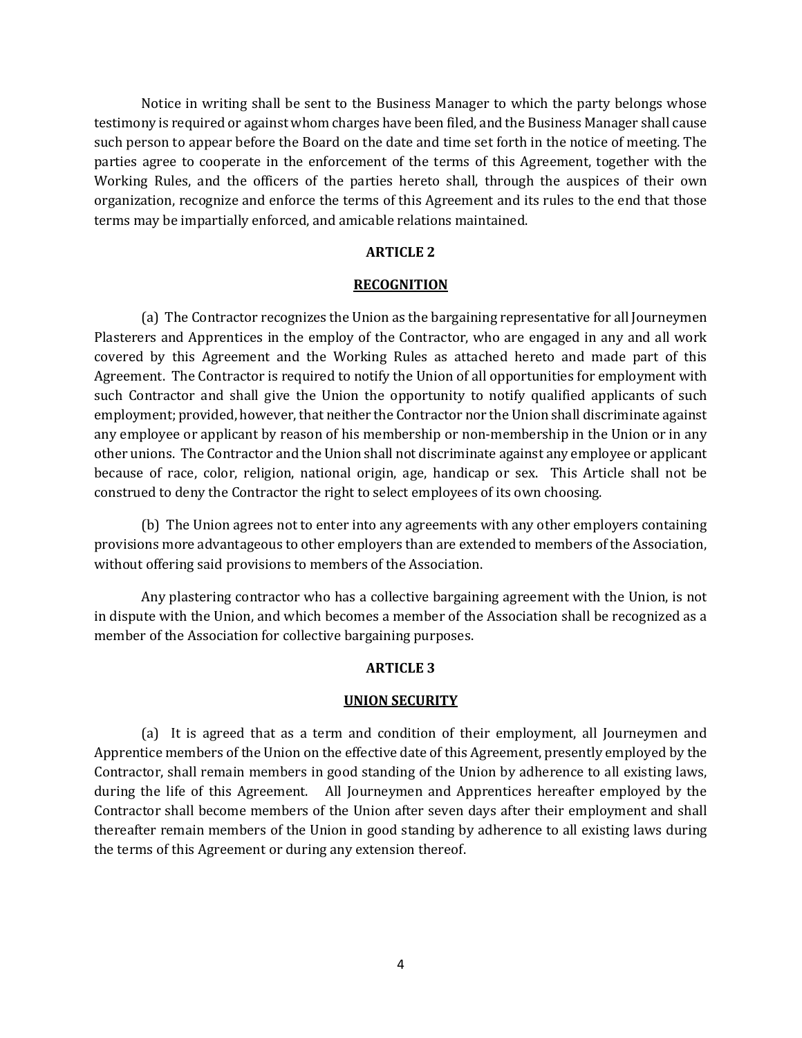Notice in writing shall be sent to the Business Manager to which the party belongs whose testimony is required or against whom charges have been filed, and the Business Manager shall cause such person to appear before the Board on the date and time set forth in the notice of meeting. The parties agree to cooperate in the enforcement of the terms of this Agreement, together with the Working Rules, and the officers of the parties hereto shall, through the auspices of their own organization, recognize and enforce the terms of this Agreement and its rules to the end that those terms may be impartially enforced, and amicable relations maintained.

## ARTICLE 2

### RECOGNITION

(a) The Contractor recognizes the Union as the bargaining representative for all Journeymen Plasterers and Apprentices in the employ of the Contractor, who are engaged in any and all work covered by this Agreement and the Working Rules as attached hereto and made part of this Agreement. The Contractor is required to notify the Union of all opportunities for employment with such Contractor and shall give the Union the opportunity to notify qualified applicants of such employment; provided, however, that neither the Contractor nor the Union shall discriminate against any employee or applicant by reason of his membership or non-membership in the Union or in any other unions. The Contractor and the Union shall not discriminate against any employee or applicant because of race, color, religion, national origin, age, handicap or sex. This Article shall not be construed to deny the Contractor the right to select employees of its own choosing.

(b) The Union agrees not to enter into any agreements with any other employers containing provisions more advantageous to other employers than are extended to members of the Association, without offering said provisions to members of the Association.

Any plastering contractor who has a collective bargaining agreement with the Union, is not in dispute with the Union, and which becomes a member of the Association shall be recognized as a member of the Association for collective bargaining purposes.

## ARTICLE 3

### UNION SECURITY

(a) It is agreed that as a term and condition of their employment, all Journeymen and Apprentice members of the Union on the effective date of this Agreement, presently employed by the Contractor, shall remain members in good standing of the Union by adherence to all existing laws, during the life of this Agreement. All Journeymen and Apprentices hereafter employed by the Contractor shall become members of the Union after seven days after their employment and shall thereafter remain members of the Union in good standing by adherence to all existing laws during the terms of this Agreement or during any extension thereof.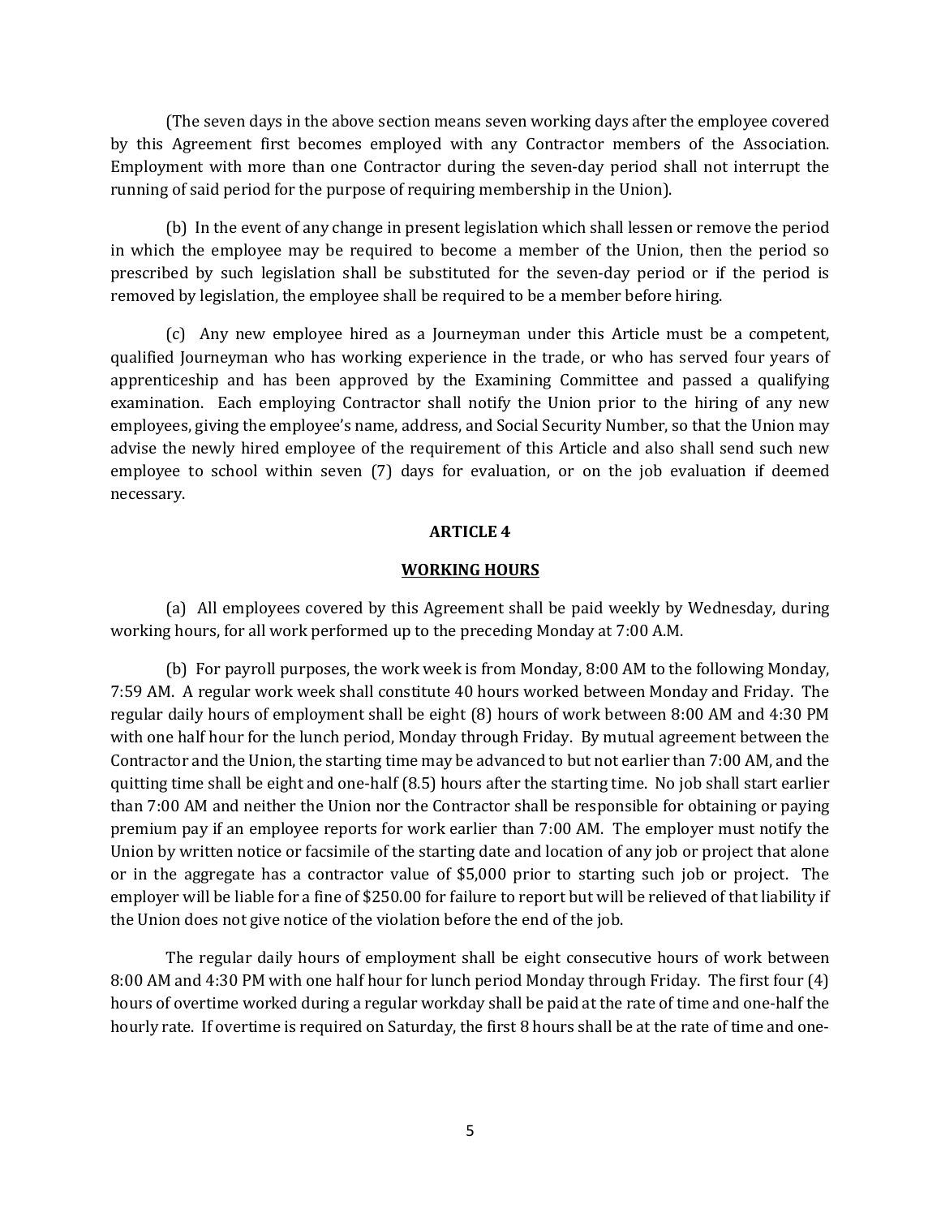(The seven days in the above section means seven working days after the employee covered by this Agreement first becomes employed with any Contractor members of the Association. Employment with more than one Contractor during the seven-day period shall not interrupt the running of said period for the purpose of requiring membership in the Union).

(b) In the event of any change in present legislation which shall lessen or remove the period in which the employee may be required to become a member of the Union, then the period so prescribed by such legislation shall be substituted for the seven-day period or if the period is removed by legislation, the employee shall be required to be a member before hiring.

(c) Any new employee hired as a Journeyman under this Article must be a competent, qualified Journeyman who has working experience in the trade, or who has served four years of apprenticeship and has been approved by the Examining Committee and passed a qualifying examination. Each employing Contractor shall notify the Union prior to the hiring of any new employees, giving the employee's name, address, and Social Security Number, so that the Union may advise the newly hired employee of the requirement of this Article and also shall send such new employee to school within seven (7) days for evaluation, or on the job evaluation if deemed necessary.

## ARTICLE 4

## WORKING HOURS

(a) All employees covered by this Agreement shall be paid weekly by Wednesday, during working hours, for all work performed up to the preceding Monday at 7:00 A.M.

(b) For payroll purposes, the work week is from Monday, 8:00 AM to the following Monday, 7:59 AM. A regular work week shall constitute 40 hours worked between Monday and Friday. The regular daily hours of employment shall be eight (8) hours of work between 8:00 AM and 4:30 PM with one half hour for the lunch period, Monday through Friday. By mutual agreement between the Contractor and the Union, the starting time may be advanced to but not earlier than 7:00 AM, and the quitting time shall be eight and one-half (8.5) hours after the starting time. No job shall start earlier than 7:00 AM and neither the Union nor the Contractor shall be responsible for obtaining or paying premium pay if an employee reports for work earlier than 7:00 AM. The employer must notify the Union by written notice or facsimile of the starting date and location of any job or project that alone or in the aggregate has a contractor value of $5,000 prior to starting such job or project. The employer will be liable for a fine of $250.00 for failure to report but will be relieved of that liability if the Union does not give notice of the violation before the end of the job.

The regular daily hours of employment shall be eight consecutive hours of work between 8:00 AM and 4:30 PM with one half hour for lunch period Monday through Friday. The first four (4) hours of overtime worked during a regular workday shall be paid at the rate of time and one-half the hourly rate. If overtime is required on Saturday, the first 8 hours shall be at the rate of time and one-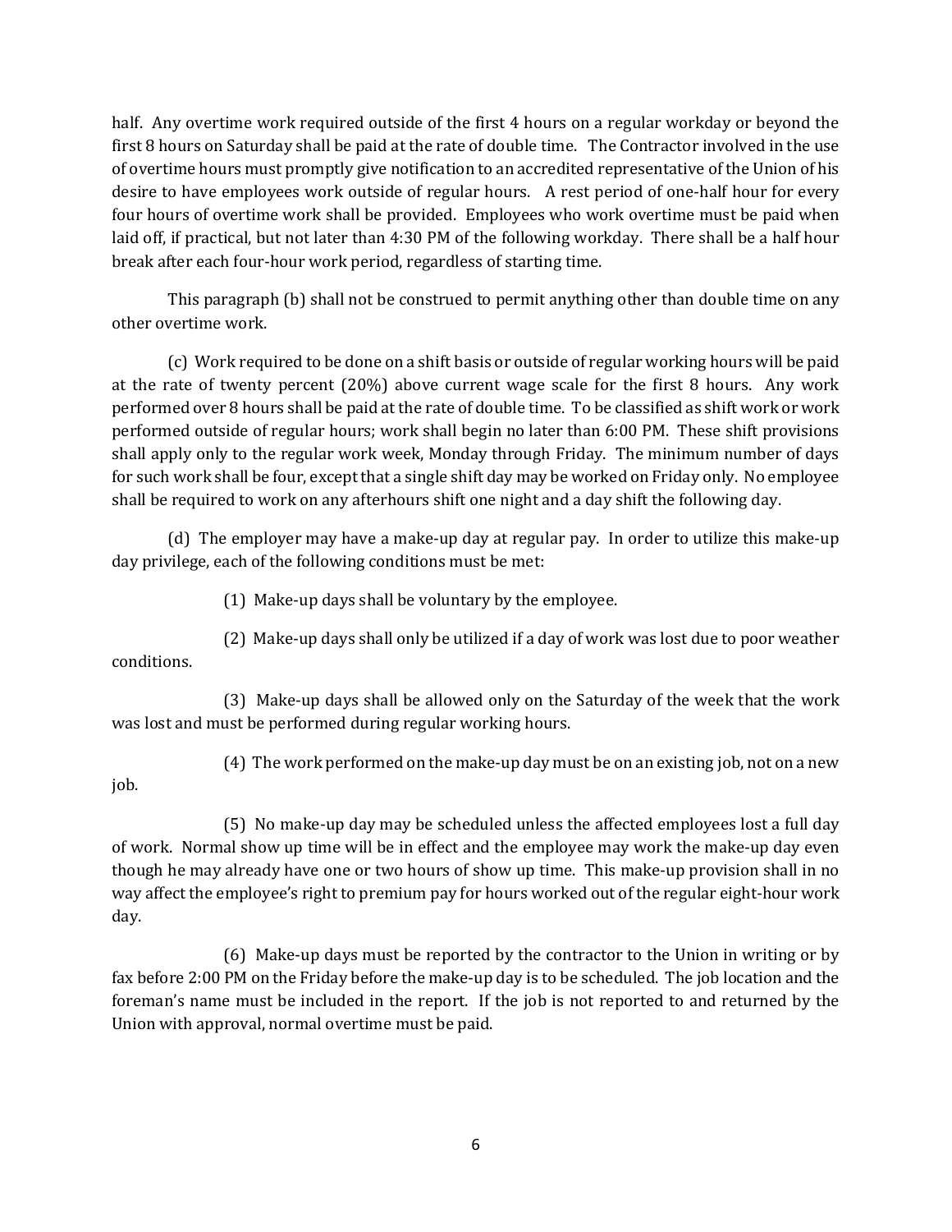half. Any overtime work required outside of the first 4 hours on a regular workday or beyond the first 8 hours on Saturday shall be paid at the rate of double time. The Contractor involved in the use of overtime hours must promptly give notification to an accredited representative of the Union of his desire to have employees work outside of regular hours. A rest period of one-half hour for every four hours of overtime work shall be provided. Employees who work overtime must be paid when laid off, if practical, but not later than 4:30 PM of the following workday. There shall be a half hour break after each four-hour work period, regardless of starting time.

This paragraph (b) shall not be construed to permit anything other than double time on any other overtime work.

(c) Work required to be done on a shift basis or outside of regular working hours will be paid at the rate of twenty percent (20%) above current wage scale for the first 8 hours. Any work performed over 8 hours shall be paid at the rate of double time. To be classified as shift work or work performed outside of regular hours; work shall begin no later than 6:00 PM. These shift provisions shall apply only to the regular work week, Monday through Friday. The minimum number of days for such work shall be four, except that a single shift day may be worked on Friday only. No employee shall be required to work on any afterhours shift one night and a day shift the following day.

(d) The employer may have a make-up day at regular pay. In order to utilize this make-up day privilege, each of the following conditions must be met:

(1) Make-up days shall be voluntary by the employee.

(2) Make-up days shall only be utilized if a day of work was lost due to poor weather conditions.

(3) Make-up days shall be allowed only on the Saturday of the week that the work was lost and must be performed during regular working hours.

(4) The work performed on the make-up day must be on an existing job, not on a new job.

(5) No make-up day may be scheduled unless the affected employees lost a full day of work. Normal show up time will be in effect and the employee may work the make-up day even though he may already have one or two hours of show up time. This make-up provision shall in no way affect the employee's right to premium pay for hours worked out of the regular eight-hour work day.

(6) Make-up days must be reported by the contractor to the Union in writing or by fax before 2:00 PM on the Friday before the make-up day is to be scheduled. The job location and the foreman's name must be included in the report. If the job is not reported to and returned by the Union with approval, normal overtime must be paid.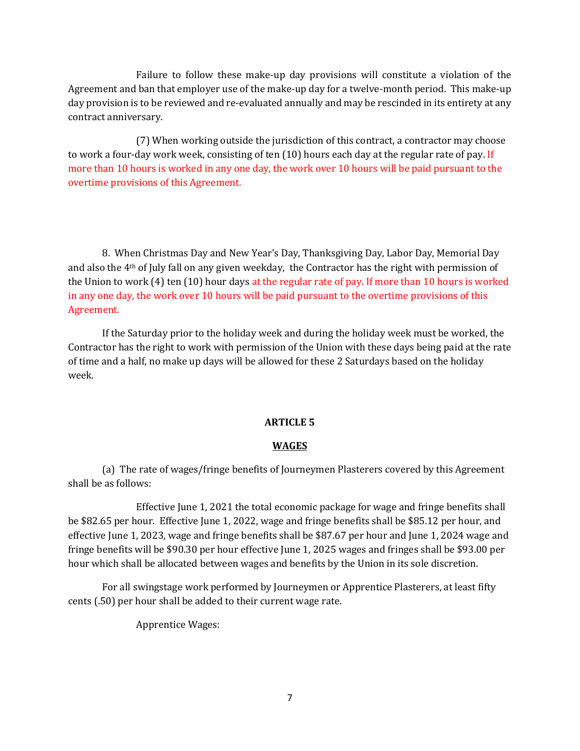Failure to follow these make-up day provisions will constitute a violation of the Agreement and ban that employer use of the make-up day for a twelve-month period. This make-up day provision is to be reviewed and re-evaluated annually and may be rescinded in its entirety at any contract anniversary.

(7) When working outside the jurisdiction of this contract, a contractor may choose to work a four-day work week, consisting of ten (10) hours each day at the regular rate of pay. If more than 10 hours is worked in any one day, the work over 10 hours will be paid pursuant to the overtime provisions of this Agreement.

8. When Christmas Day and New Year's Day, Thanksgiving Day, Labor Day, Memorial Day and also the 4th of July fall on any given weekday, the Contractor has the right with permission of the Union to work (4) ten (10) hour days at the regular rate of pay. If more than 10 hours is worked in any one day, the work over 10 hours will be paid pursuant to the overtime provisions of this Agreement.

If the Saturday prior to the holiday week and during the holiday week must be worked, the Contractor has the right to work with permission of the Union with these days being paid at the rate of time and a half, no make up days will be allowed for these 2 Saturdays based on the holiday week.

## ARTICLE 5

## WAGES

(a) The rate of wages/fringe benefits of Journeymen Plasterers covered by this Agreement shall be as follows:

Effective June 1, 2021 the total economic package for wage and fringe benefits shall be $82.65 per hour. Effective June 1, 2022, wage and fringe benefits shall be $85.12 per hour, and effective June 1, 2023, wage and fringe benefits shall be $87.67 per hour and June 1, 2024 wage and fringe benefits will be $90.30 per hour effective June 1, 2025 wages and fringes shall be $93.00 per hour which shall be allocated between wages and benefits by the Union in its sole discretion.

For all swingstage work performed by Journeymen or Apprentice Plasterers, at least fifty cents (.50) per hour shall be added to their current wage rate.

Apprentice Wages: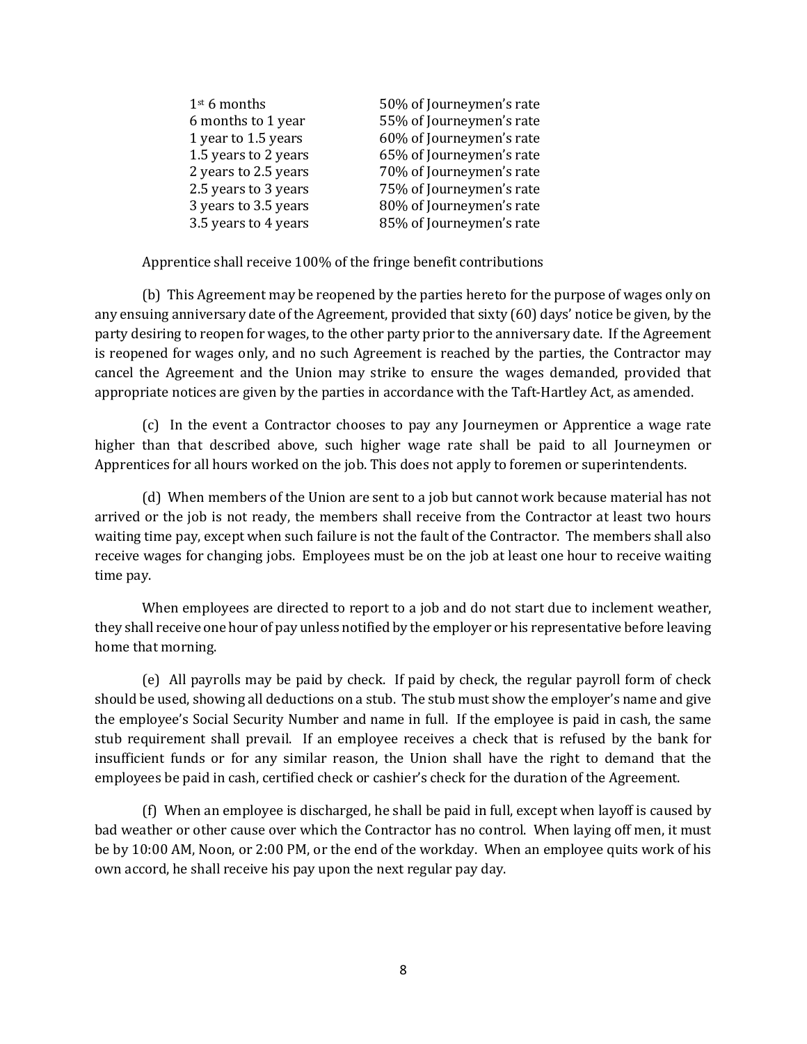| | |
|---|---|
| 1st 6 months | 50% of Journeymen's rate |
| 6 months to 1 year | 55% of Journeymen's rate |
| 1 year to 1.5 years | 60% of Journeymen's rate |
| 1.5 years to 2 years | 65% of Journeymen's rate |
| 2 years to 2.5 years | 70% of Journeymen's rate |
| 2.5 years to 3 years | 75% of Journeymen's rate |
| 3 years to 3.5 years | 80% of Journeymen's rate |
| 3.5 years to 4 years | 85% of Journeymen's rate |

Apprentice shall receive 100% of the fringe benefit contributions

(b) This Agreement may be reopened by the parties hereto for the purpose of wages only on any ensuing anniversary date of the Agreement, provided that sixty (60) days' notice be given, by the party desiring to reopen for wages, to the other party prior to the anniversary date. If the Agreement is reopened for wages only, and no such Agreement is reached by the parties, the Contractor may cancel the Agreement and the Union may strike to ensure the wages demanded, provided that appropriate notices are given by the parties in accordance with the Taft-Hartley Act, as amended.

(c) In the event a Contractor chooses to pay any Journeymen or Apprentice a wage rate higher than that described above, such higher wage rate shall be paid to all Journeymen or Apprentices for all hours worked on the job. This does not apply to foremen or superintendents.

(d) When members of the Union are sent to a job but cannot work because material has not arrived or the job is not ready, the members shall receive from the Contractor at least two hours waiting time pay, except when such failure is not the fault of the Contractor. The members shall also receive wages for changing jobs. Employees must be on the job at least one hour to receive waiting time pay.

When employees are directed to report to a job and do not start due to inclement weather, they shall receive one hour of pay unless notified by the employer or his representative before leaving home that morning.

(e) All payrolls may be paid by check. If paid by check, the regular payroll form of check should be used, showing all deductions on a stub. The stub must show the employer's name and give the employee's Social Security Number and name in full. If the employee is paid in cash, the same stub requirement shall prevail. If an employee receives a check that is refused by the bank for insufficient funds or for any similar reason, the Union shall have the right to demand that the employees be paid in cash, certified check or cashier's check for the duration of the Agreement.

(f) When an employee is discharged, he shall be paid in full, except when layoff is caused by bad weather or other cause over which the Contractor has no control. When laying off men, it must be by 10:00 AM, Noon, or 2:00 PM, or the end of the workday. When an employee quits work of his own accord, he shall receive his pay upon the next regular pay day.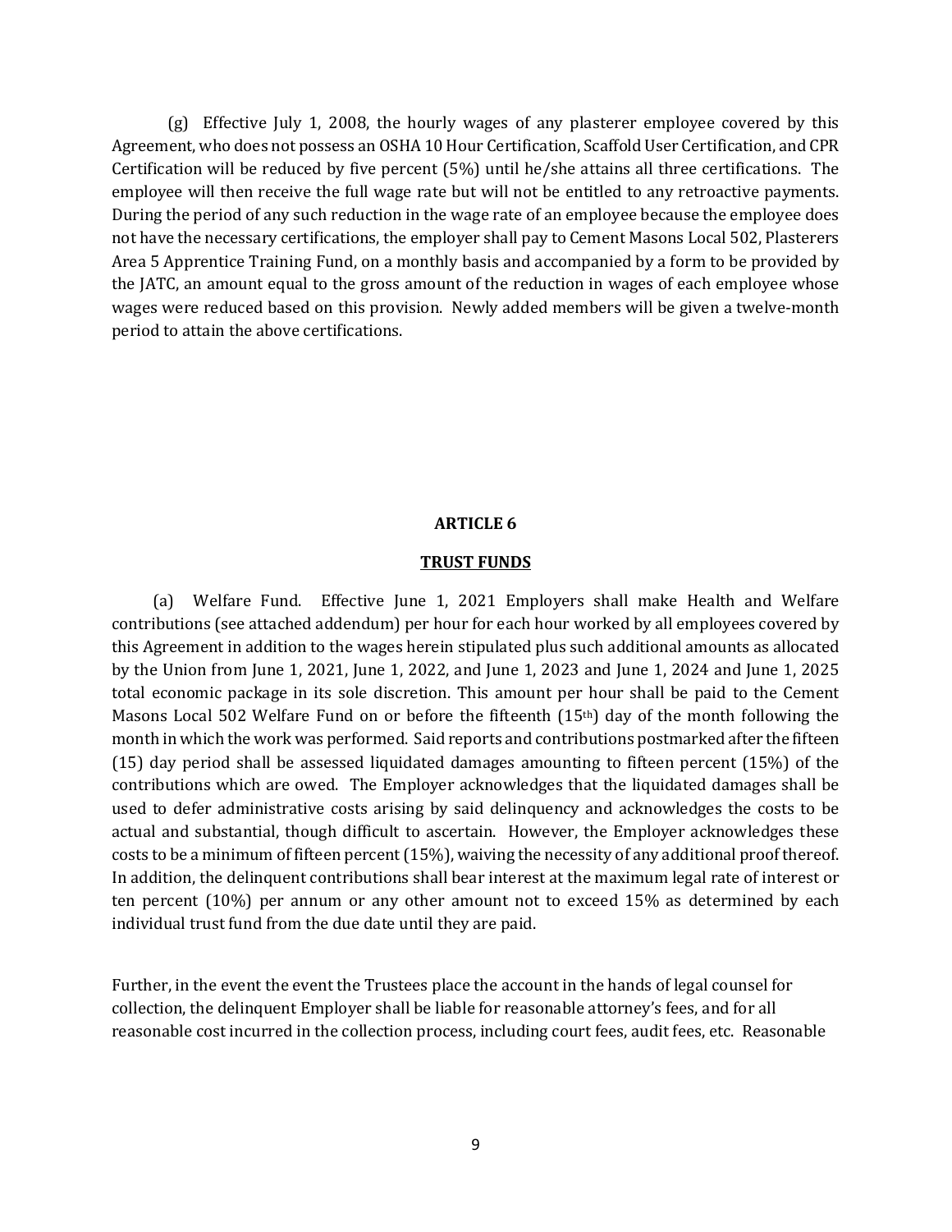(g) Effective July 1, 2008, the hourly wages of any plasterer employee covered by this Agreement, who does not possess an OSHA 10 Hour Certification, Scaffold User Certification, and CPR Certification will be reduced by five percent (5%) until he/she attains all three certifications. The employee will then receive the full wage rate but will not be entitled to any retroactive payments. During the period of any such reduction in the wage rate of an employee because the employee does not have the necessary certifications, the employer shall pay to Cement Masons Local 502, Plasterers Area 5 Apprentice Training Fund, on a monthly basis and accompanied by a form to be provided by the JATC, an amount equal to the gross amount of the reduction in wages of each employee whose wages were reduced based on this provision. Newly added members will be given a twelve-month period to attain the above certifications.

## ARTICLE 6

## TRUST FUNDS

(a) Welfare Fund. Effective June 1, 2021 Employers shall make Health and Welfare contributions (see attached addendum) per hour for each hour worked by all employees covered by this Agreement in addition to the wages herein stipulated plus such additional amounts as allocated by the Union from June 1, 2021, June 1, 2022, and June 1, 2023 and June 1, 2024 and June 1, 2025 total economic package in its sole discretion. This amount per hour shall be paid to the Cement Masons Local 502 Welfare Fund on or before the fifteenth (15th) day of the month following the month in which the work was performed. Said reports and contributions postmarked after the fifteen (15) day period shall be assessed liquidated damages amounting to fifteen percent (15%) of the contributions which are owed. The Employer acknowledges that the liquidated damages shall be used to defer administrative costs arising by said delinquency and acknowledges the costs to be actual and substantial, though difficult to ascertain. However, the Employer acknowledges these costs to be a minimum of fifteen percent (15%), waiving the necessity of any additional proof thereof. In addition, the delinquent contributions shall bear interest at the maximum legal rate of interest or ten percent (10%) per annum or any other amount not to exceed 15% as determined by each individual trust fund from the due date until they are paid.

Further, in the event the event the Trustees place the account in the hands of legal counsel for collection, the delinquent Employer shall be liable for reasonable attorney's fees, and for all reasonable cost incurred in the collection process, including court fees, audit fees, etc. Reasonable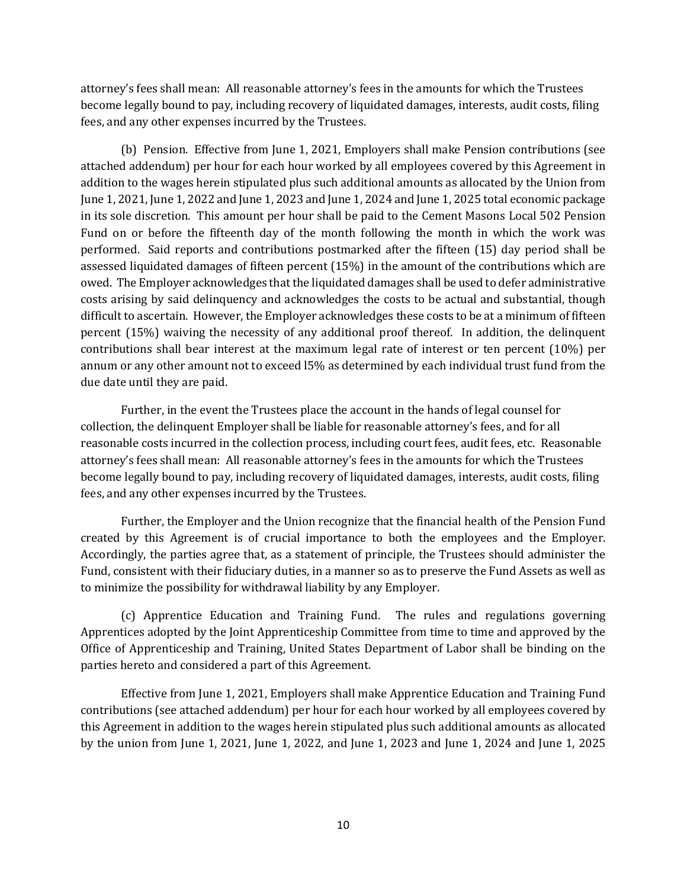attorney's fees shall mean: All reasonable attorney's fees in the amounts for which the Trustees become legally bound to pay, including recovery of liquidated damages, interests, audit costs, filing fees, and any other expenses incurred by the Trustees.

(b) Pension. Effective from June 1, 2021, Employers shall make Pension contributions (see attached addendum) per hour for each hour worked by all employees covered by this Agreement in addition to the wages herein stipulated plus such additional amounts as allocated by the Union from June 1, 2021, June 1, 2022 and June 1, 2023 and June 1, 2024 and June 1, 2025 total economic package in its sole discretion. This amount per hour shall be paid to the Cement Masons Local 502 Pension Fund on or before the fifteenth day of the month following the month in which the work was performed. Said reports and contributions postmarked after the fifteen (15) day period shall be assessed liquidated damages of fifteen percent (15%) in the amount of the contributions which are owed. The Employer acknowledges that the liquidated damages shall be used to defer administrative costs arising by said delinquency and acknowledges the costs to be actual and substantial, though difficult to ascertain. However, the Employer acknowledges these costs to be at a minimum of fifteen percent (15%) waiving the necessity of any additional proof thereof. In addition, the delinquent contributions shall bear interest at the maximum legal rate of interest or ten percent (10%) per annum or any other amount not to exceed l5% as determined by each individual trust fund from the due date until they are paid.

Further, in the event the Trustees place the account in the hands of legal counsel for collection, the delinquent Employer shall be liable for reasonable attorney's fees, and for all reasonable costs incurred in the collection process, including court fees, audit fees, etc. Reasonable attorney's fees shall mean: All reasonable attorney's fees in the amounts for which the Trustees become legally bound to pay, including recovery of liquidated damages, interests, audit costs, filing fees, and any other expenses incurred by the Trustees.

Further, the Employer and the Union recognize that the financial health of the Pension Fund created by this Agreement is of crucial importance to both the employees and the Employer. Accordingly, the parties agree that, as a statement of principle, the Trustees should administer the Fund, consistent with their fiduciary duties, in a manner so as to preserve the Fund Assets as well as to minimize the possibility for withdrawal liability by any Employer.

(c) Apprentice Education and Training Fund. The rules and regulations governing Apprentices adopted by the Joint Apprenticeship Committee from time to time and approved by the Office of Apprenticeship and Training, United States Department of Labor shall be binding on the parties hereto and considered a part of this Agreement.

Effective from June 1, 2021, Employers shall make Apprentice Education and Training Fund contributions (see attached addendum) per hour for each hour worked by all employees covered by this Agreement in addition to the wages herein stipulated plus such additional amounts as allocated by the union from June 1, 2021, June 1, 2022, and June 1, 2023 and June 1, 2024 and June 1, 2025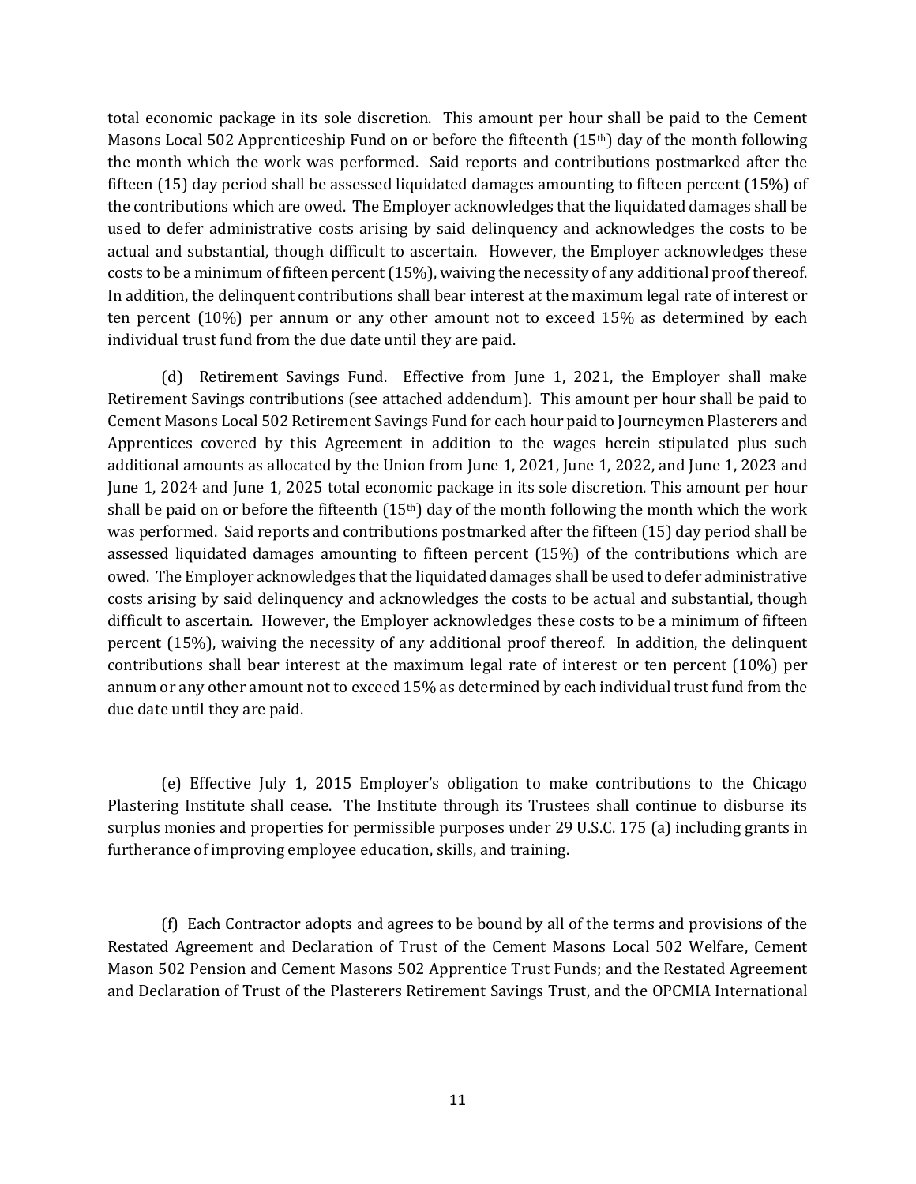total economic package in its sole discretion. This amount per hour shall be paid to the Cement Masons Local 502 Apprenticeship Fund on or before the fifteenth (15th) day of the month following the month which the work was performed. Said reports and contributions postmarked after the fifteen (15) day period shall be assessed liquidated damages amounting to fifteen percent (15%) of the contributions which are owed. The Employer acknowledges that the liquidated damages shall be used to defer administrative costs arising by said delinquency and acknowledges the costs to be actual and substantial, though difficult to ascertain. However, the Employer acknowledges these costs to be a minimum of fifteen percent (15%), waiving the necessity of any additional proof thereof. In addition, the delinquent contributions shall bear interest at the maximum legal rate of interest or ten percent (10%) per annum or any other amount not to exceed 15% as determined by each individual trust fund from the due date until they are paid.

(d) Retirement Savings Fund. Effective from June 1, 2021, the Employer shall make Retirement Savings contributions (see attached addendum). This amount per hour shall be paid to Cement Masons Local 502 Retirement Savings Fund for each hour paid to Journeymen Plasterers and Apprentices covered by this Agreement in addition to the wages herein stipulated plus such additional amounts as allocated by the Union from June 1, 2021, June 1, 2022, and June 1, 2023 and June 1, 2024 and June 1, 2025 total economic package in its sole discretion. This amount per hour shall be paid on or before the fifteenth (15th) day of the month following the month which the work was performed. Said reports and contributions postmarked after the fifteen (15) day period shall be assessed liquidated damages amounting to fifteen percent (15%) of the contributions which are owed. The Employer acknowledges that the liquidated damages shall be used to defer administrative costs arising by said delinquency and acknowledges the costs to be actual and substantial, though difficult to ascertain. However, the Employer acknowledges these costs to be a minimum of fifteen percent (15%), waiving the necessity of any additional proof thereof. In addition, the delinquent contributions shall bear interest at the maximum legal rate of interest or ten percent (10%) per annum or any other amount not to exceed 15% as determined by each individual trust fund from the due date until they are paid.

(e) Effective July 1, 2015 Employer's obligation to make contributions to the Chicago Plastering Institute shall cease. The Institute through its Trustees shall continue to disburse its surplus monies and properties for permissible purposes under 29 U.S.C. 175 (a) including grants in furtherance of improving employee education, skills, and training.

(f) Each Contractor adopts and agrees to be bound by all of the terms and provisions of the Restated Agreement and Declaration of Trust of the Cement Masons Local 502 Welfare, Cement Mason 502 Pension and Cement Masons 502 Apprentice Trust Funds; and the Restated Agreement and Declaration of Trust of the Plasterers Retirement Savings Trust, and the OPCMIA International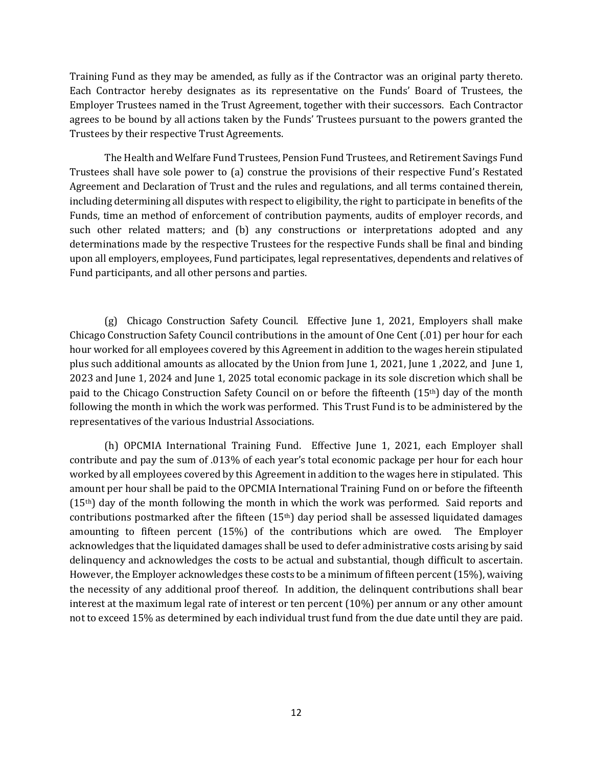Training Fund as they may be amended, as fully as if the Contractor was an original party thereto. Each Contractor hereby designates as its representative on the Funds' Board of Trustees, the Employer Trustees named in the Trust Agreement, together with their successors. Each Contractor agrees to be bound by all actions taken by the Funds' Trustees pursuant to the powers granted the Trustees by their respective Trust Agreements.

The Health and Welfare Fund Trustees, Pension Fund Trustees, and Retirement Savings Fund Trustees shall have sole power to (a) construe the provisions of their respective Fund's Restated Agreement and Declaration of Trust and the rules and regulations, and all terms contained therein, including determining all disputes with respect to eligibility, the right to participate in benefits of the Funds, time an method of enforcement of contribution payments, audits of employer records, and such other related matters; and (b) any constructions or interpretations adopted and any determinations made by the respective Trustees for the respective Funds shall be final and binding upon all employers, employees, Fund participates, legal representatives, dependents and relatives of Fund participants, and all other persons and parties.

(g) Chicago Construction Safety Council. Effective June 1, 2021, Employers shall make Chicago Construction Safety Council contributions in the amount of One Cent (.01) per hour for each hour worked for all employees covered by this Agreement in addition to the wages herein stipulated plus such additional amounts as allocated by the Union from June 1, 2021, June 1 ,2022, and June 1, 2023 and June 1, 2024 and June 1, 2025 total economic package in its sole discretion which shall be paid to the Chicago Construction Safety Council on or before the fifteenth (15th) day of the month following the month in which the work was performed. This Trust Fund is to be administered by the representatives of the various Industrial Associations.

(h) OPCMIA International Training Fund. Effective June 1, 2021, each Employer shall contribute and pay the sum of .013% of each year's total economic package per hour for each hour worked by all employees covered by this Agreement in addition to the wages here in stipulated. This amount per hour shall be paid to the OPCMIA International Training Fund on or before the fifteenth (15th) day of the month following the month in which the work was performed. Said reports and contributions postmarked after the fifteen (15th) day period shall be assessed liquidated damages amounting to fifteen percent (15%) of the contributions which are owed. The Employer acknowledges that the liquidated damages shall be used to defer administrative costs arising by said delinquency and acknowledges the costs to be actual and substantial, though difficult to ascertain. However, the Employer acknowledges these costs to be a minimum of fifteen percent (15%), waiving the necessity of any additional proof thereof. In addition, the delinquent contributions shall bear interest at the maximum legal rate of interest or ten percent (10%) per annum or any other amount not to exceed 15% as determined by each individual trust fund from the due date until they are paid.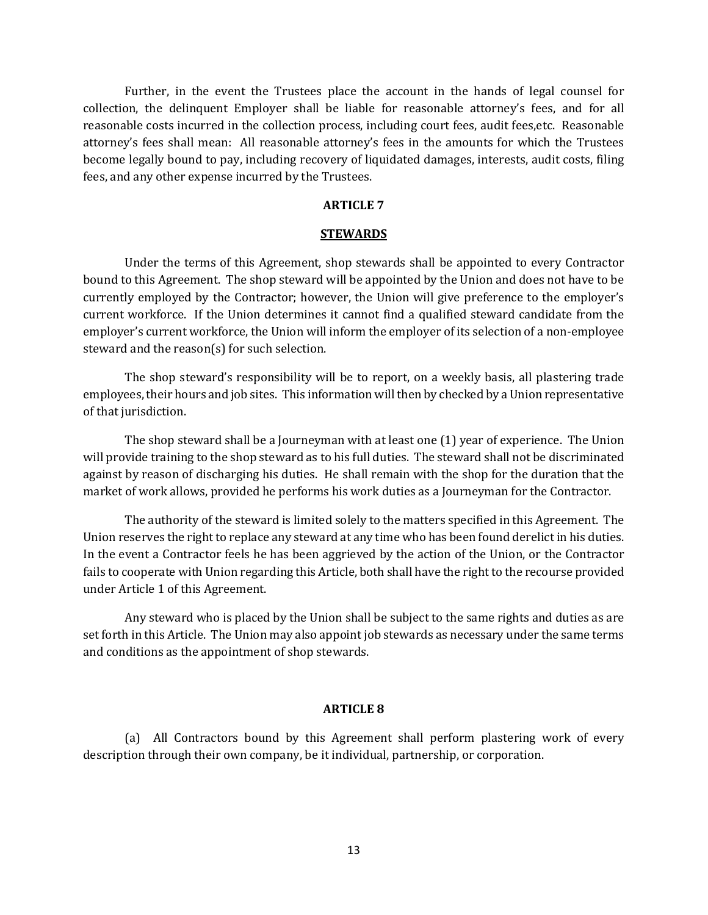Further, in the event the Trustees place the account in the hands of legal counsel for collection, the delinquent Employer shall be liable for reasonable attorney's fees, and for all reasonable costs incurred in the collection process, including court fees, audit fees,etc. Reasonable attorney's fees shall mean: All reasonable attorney's fees in the amounts for which the Trustees become legally bound to pay, including recovery of liquidated damages, interests, audit costs, filing fees, and any other expense incurred by the Trustees.

## ARTICLE 7

## STEWARDS

Under the terms of this Agreement, shop stewards shall be appointed to every Contractor bound to this Agreement. The shop steward will be appointed by the Union and does not have to be currently employed by the Contractor; however, the Union will give preference to the employer's current workforce. If the Union determines it cannot find a qualified steward candidate from the employer's current workforce, the Union will inform the employer of its selection of a non-employee steward and the reason(s) for such selection.

The shop steward's responsibility will be to report, on a weekly basis, all plastering trade employees, their hours and job sites. This information will then by checked by a Union representative of that jurisdiction.

The shop steward shall be a Journeyman with at least one (1) year of experience. The Union will provide training to the shop steward as to his full duties. The steward shall not be discriminated against by reason of discharging his duties. He shall remain with the shop for the duration that the market of work allows, provided he performs his work duties as a Journeyman for the Contractor.

The authority of the steward is limited solely to the matters specified in this Agreement. The Union reserves the right to replace any steward at any time who has been found derelict in his duties. In the event a Contractor feels he has been aggrieved by the action of the Union, or the Contractor fails to cooperate with Union regarding this Article, both shall have the right to the recourse provided under Article 1 of this Agreement.

Any steward who is placed by the Union shall be subject to the same rights and duties as are set forth in this Article. The Union may also appoint job stewards as necessary under the same terms and conditions as the appointment of shop stewards.

## ARTICLE 8

(a) All Contractors bound by this Agreement shall perform plastering work of every description through their own company, be it individual, partnership, or corporation.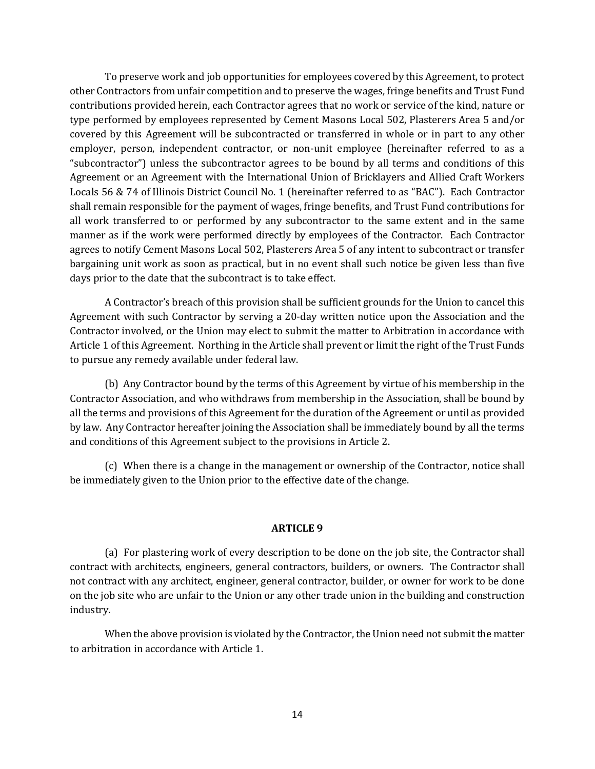To preserve work and job opportunities for employees covered by this Agreement, to protect other Contractors from unfair competition and to preserve the wages, fringe benefits and Trust Fund contributions provided herein, each Contractor agrees that no work or service of the kind, nature or type performed by employees represented by Cement Masons Local 502, Plasterers Area 5 and/or covered by this Agreement will be subcontracted or transferred in whole or in part to any other employer, person, independent contractor, or non-unit employee (hereinafter referred to as a "subcontractor") unless the subcontractor agrees to be bound by all terms and conditions of this Agreement or an Agreement with the International Union of Bricklayers and Allied Craft Workers Locals 56 & 74 of Illinois District Council No. 1 (hereinafter referred to as "BAC"). Each Contractor shall remain responsible for the payment of wages, fringe benefits, and Trust Fund contributions for all work transferred to or performed by any subcontractor to the same extent and in the same manner as if the work were performed directly by employees of the Contractor. Each Contractor agrees to notify Cement Masons Local 502, Plasterers Area 5 of any intent to subcontract or transfer bargaining unit work as soon as practical, but in no event shall such notice be given less than five days prior to the date that the subcontract is to take effect.

A Contractor's breach of this provision shall be sufficient grounds for the Union to cancel this Agreement with such Contractor by serving a 20-day written notice upon the Association and the Contractor involved, or the Union may elect to submit the matter to Arbitration in accordance with Article 1 of this Agreement. Northing in the Article shall prevent or limit the right of the Trust Funds to pursue any remedy available under federal law.

(b) Any Contractor bound by the terms of this Agreement by virtue of his membership in the Contractor Association, and who withdraws from membership in the Association, shall be bound by all the terms and provisions of this Agreement for the duration of the Agreement or until as provided by law. Any Contractor hereafter joining the Association shall be immediately bound by all the terms and conditions of this Agreement subject to the provisions in Article 2.

(c) When there is a change in the management or ownership of the Contractor, notice shall be immediately given to the Union prior to the effective date of the change.

## ARTICLE 9

(a) For plastering work of every description to be done on the job site, the Contractor shall contract with architects, engineers, general contractors, builders, or owners. The Contractor shall not contract with any architect, engineer, general contractor, builder, or owner for work to be done on the job site who are unfair to the Union or any other trade union in the building and construction industry.

When the above provision is violated by the Contractor, the Union need not submit the matter to arbitration in accordance with Article 1.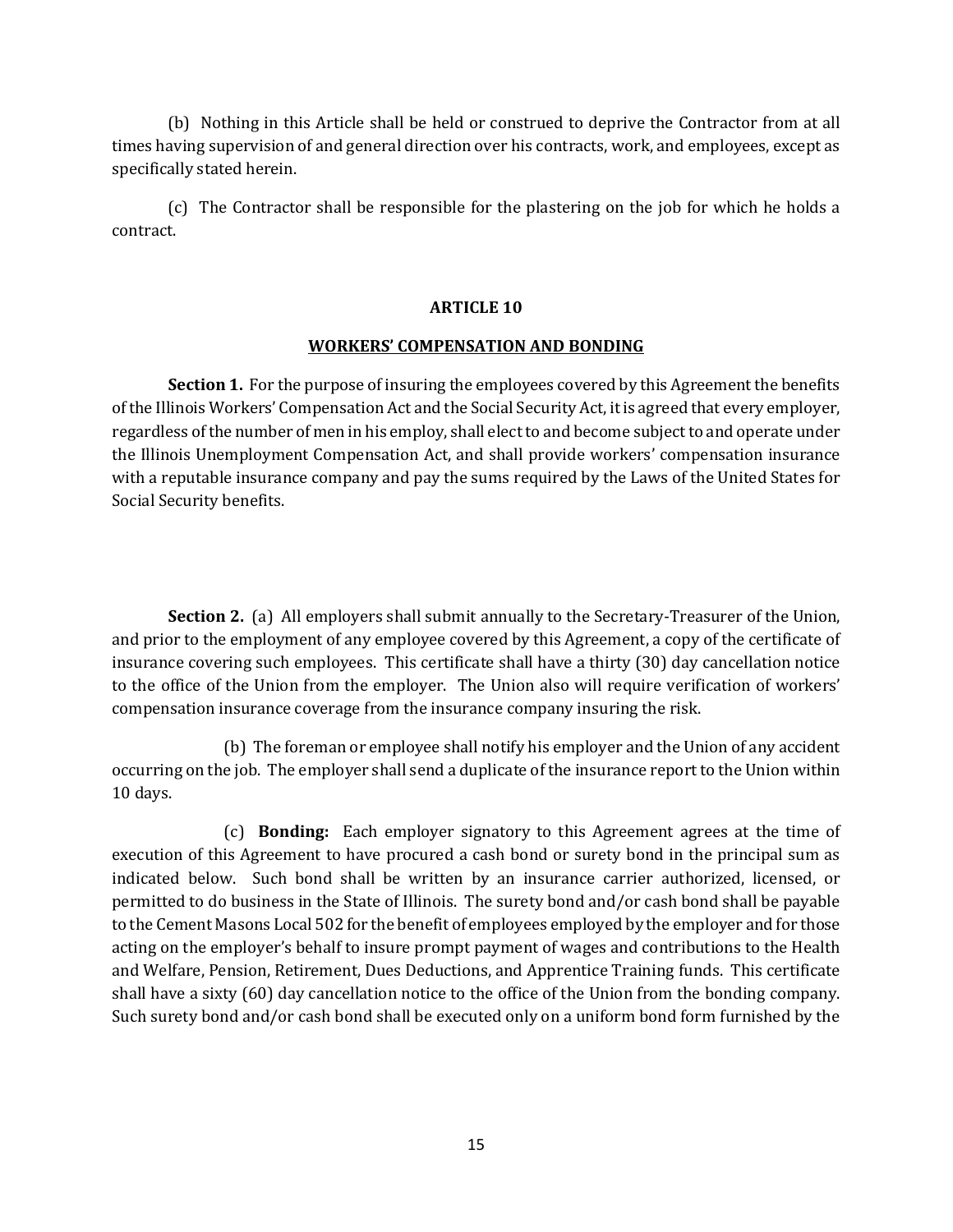(b) Nothing in this Article shall be held or construed to deprive the Contractor from at all times having supervision of and general direction over his contracts, work, and employees, except as specifically stated herein.

(c) The Contractor shall be responsible for the plastering on the job for which he holds a contract.

## ARTICLE 10

## WORKERS' COMPENSATION AND BONDING

**Section 1.** For the purpose of insuring the employees covered by this Agreement the benefits of the Illinois Workers' Compensation Act and the Social Security Act, it is agreed that every employer, regardless of the number of men in his employ, shall elect to and become subject to and operate under the Illinois Unemployment Compensation Act, and shall provide workers' compensation insurance with a reputable insurance company and pay the sums required by the Laws of the United States for Social Security benefits.

**Section 2.** (a) All employers shall submit annually to the Secretary-Treasurer of the Union, and prior to the employment of any employee covered by this Agreement, a copy of the certificate of insurance covering such employees. This certificate shall have a thirty (30) day cancellation notice to the office of the Union from the employer. The Union also will require verification of workers' compensation insurance coverage from the insurance company insuring the risk.

(b) The foreman or employee shall notify his employer and the Union of any accident occurring on the job. The employer shall send a duplicate of the insurance report to the Union within 10 days.

(c) **Bonding:** Each employer signatory to this Agreement agrees at the time of execution of this Agreement to have procured a cash bond or surety bond in the principal sum as indicated below. Such bond shall be written by an insurance carrier authorized, licensed, or permitted to do business in the State of Illinois. The surety bond and/or cash bond shall be payable to the Cement Masons Local 502 for the benefit of employees employed by the employer and for those acting on the employer's behalf to insure prompt payment of wages and contributions to the Health and Welfare, Pension, Retirement, Dues Deductions, and Apprentice Training funds. This certificate shall have a sixty (60) day cancellation notice to the office of the Union from the bonding company. Such surety bond and/or cash bond shall be executed only on a uniform bond form furnished by the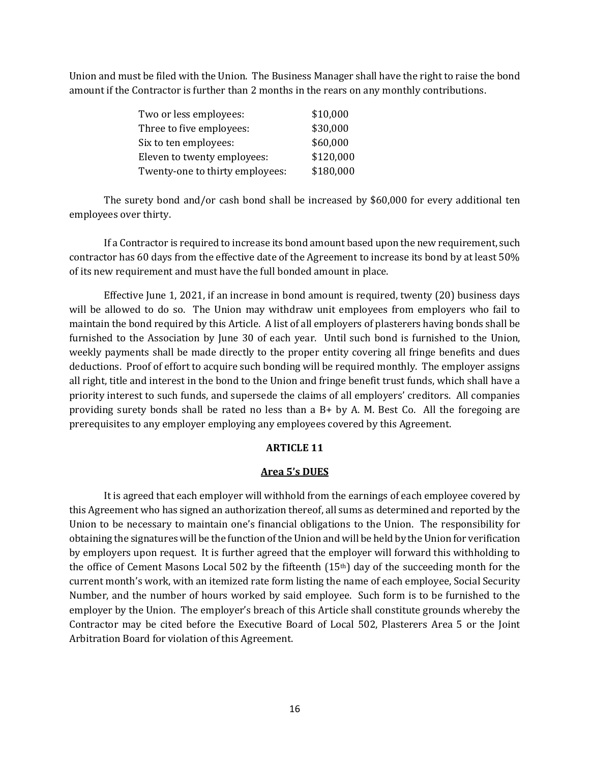Union and must be filed with the Union. The Business Manager shall have the right to raise the bond amount if the Contractor is further than 2 months in the rears on any monthly contributions.

| | |
|---|---|
| Two or less employees: | $10,000 |
| Three to five employees: | $30,000 |
| Six to ten employees: | $60,000 |
| Eleven to twenty employees: | $120,000 |
| Twenty-one to thirty employees: | $180,000 |

The surety bond and/or cash bond shall be increased by $60,000 for every additional ten employees over thirty.

If a Contractor is required to increase its bond amount based upon the new requirement, such contractor has 60 days from the effective date of the Agreement to increase its bond by at least 50% of its new requirement and must have the full bonded amount in place.

Effective June 1, 2021, if an increase in bond amount is required, twenty (20) business days will be allowed to do so. The Union may withdraw unit employees from employers who fail to maintain the bond required by this Article. A list of all employers of plasterers having bonds shall be furnished to the Association by June 30 of each year. Until such bond is furnished to the Union, weekly payments shall be made directly to the proper entity covering all fringe benefits and dues deductions. Proof of effort to acquire such bonding will be required monthly. The employer assigns all right, title and interest in the bond to the Union and fringe benefit trust funds, which shall have a priority interest to such funds, and supersede the claims of all employers' creditors. All companies providing surety bonds shall be rated no less than a B+ by A. M. Best Co. All the foregoing are prerequisites to any employer employing any employees covered by this Agreement.

## ARTICLE 11

## Area 5's DUES

It is agreed that each employer will withhold from the earnings of each employee covered by this Agreement who has signed an authorization thereof, all sums as determined and reported by the Union to be necessary to maintain one's financial obligations to the Union. The responsibility for obtaining the signatures will be the function of the Union and will be held by the Union for verification by employers upon request. It is further agreed that the employer will forward this withholding to the office of Cement Masons Local 502 by the fifteenth (15th) day of the succeeding month for the current month's work, with an itemized rate form listing the name of each employee, Social Security Number, and the number of hours worked by said employee. Such form is to be furnished to the employer by the Union. The employer's breach of this Article shall constitute grounds whereby the Contractor may be cited before the Executive Board of Local 502, Plasterers Area 5 or the Joint Arbitration Board for violation of this Agreement.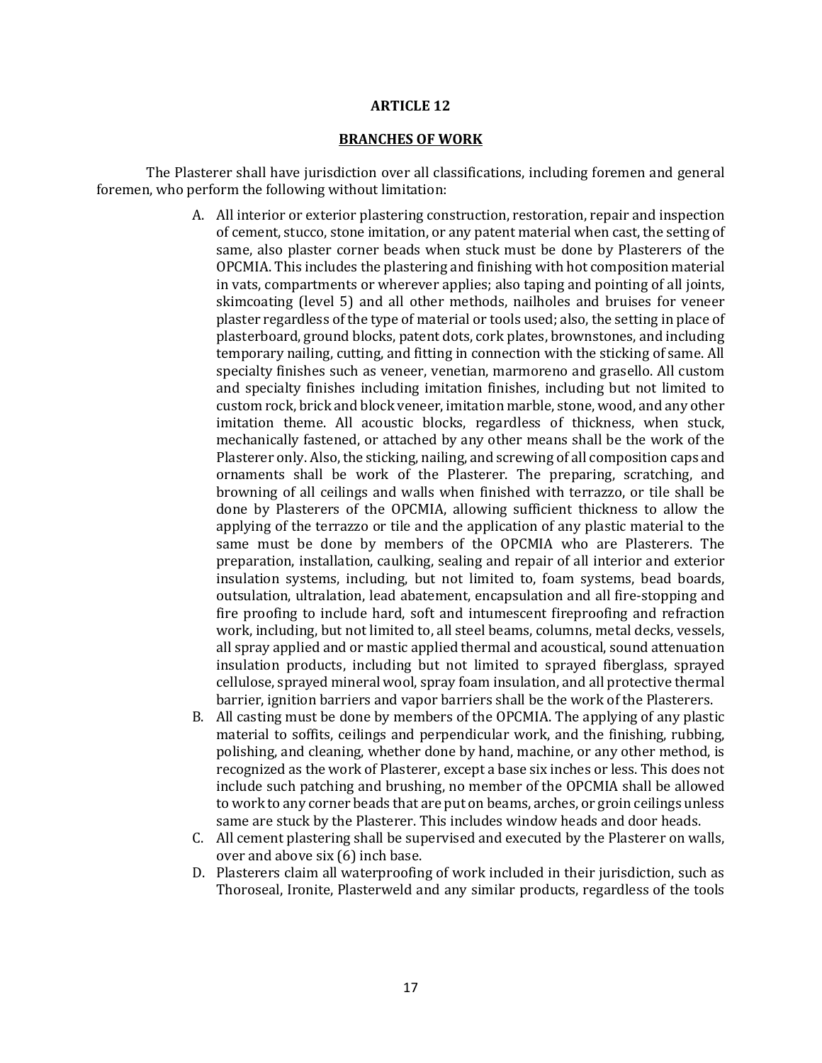## ARTICLE 12

## BRANCHES OF WORK

The Plasterer shall have jurisdiction over all classifications, including foremen and general foremen, who perform the following without limitation:

A. All interior or exterior plastering construction, restoration, repair and inspection of cement, stucco, stone imitation, or any patent material when cast, the setting of same, also plaster corner beads when stuck must be done by Plasterers of the OPCMIA. This includes the plastering and finishing with hot composition material in vats, compartments or wherever applies; also taping and pointing of all joints, skimcoating (level 5) and all other methods, nailholes and bruises for veneer plaster regardless of the type of material or tools used; also, the setting in place of plasterboard, ground blocks, patent dots, cork plates, brownstones, and including temporary nailing, cutting, and fitting in connection with the sticking of same. All specialty finishes such as veneer, venetian, marmoreno and grasello. All custom and specialty finishes including imitation finishes, including but not limited to custom rock, brick and block veneer, imitation marble, stone, wood, and any other imitation theme. All acoustic blocks, regardless of thickness, when stuck, mechanically fastened, or attached by any other means shall be the work of the Plasterer only. Also, the sticking, nailing, and screwing of all composition caps and ornaments shall be work of the Plasterer. The preparing, scratching, and browning of all ceilings and walls when finished with terrazzo, or tile shall be done by Plasterers of the OPCMIA, allowing sufficient thickness to allow the applying of the terrazzo or tile and the application of any plastic material to the same must be done by members of the OPCMIA who are Plasterers. The preparation, installation, caulking, sealing and repair of all interior and exterior insulation systems, including, but not limited to, foam systems, bead boards, outsulation, ultralation, lead abatement, encapsulation and all fire-stopping and fire proofing to include hard, soft and intumescent fireproofing and refraction work, including, but not limited to, all steel beams, columns, metal decks, vessels, all spray applied and or mastic applied thermal and acoustical, sound attenuation insulation products, including but not limited to sprayed fiberglass, sprayed cellulose, sprayed mineral wool, spray foam insulation, and all protective thermal barrier, ignition barriers and vapor barriers shall be the work of the Plasterers.
B. All casting must be done by members of the OPCMIA. The applying of any plastic material to soffits, ceilings and perpendicular work, and the finishing, rubbing, polishing, and cleaning, whether done by hand, machine, or any other method, is recognized as the work of Plasterer, except a base six inches or less. This does not include such patching and brushing, no member of the OPCMIA shall be allowed to work to any corner beads that are put on beams, arches, or groin ceilings unless same are stuck by the Plasterer. This includes window heads and door heads.
C. All cement plastering shall be supervised and executed by the Plasterer on walls, over and above six (6) inch base.
D. Plasterers claim all waterproofing of work included in their jurisdiction, such as Thoroseal, Ironite, Plasterweld and any similar products, regardless of the tools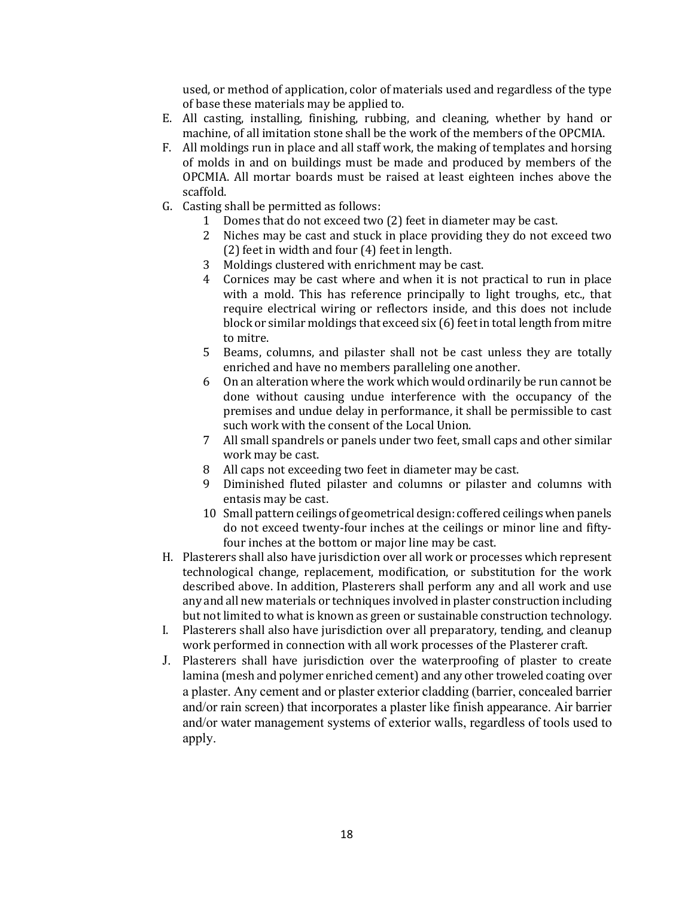used, or method of application, color of materials used and regardless of the type of base these materials may be applied to.

E. All casting, installing, finishing, rubbing, and cleaning, whether by hand or machine, of all imitation stone shall be the work of the members of the OPCMIA.

F. All moldings run in place and all staff work, the making of templates and horsing of molds in and on buildings must be made and produced by members of the OPCMIA. All mortar boards must be raised at least eighteen inches above the scaffold.

G. Casting shall be permitted as follows:

   1 Domes that do not exceed two (2) feet in diameter may be cast.
   2 Niches may be cast and stuck in place providing they do not exceed two (2) feet in width and four (4) feet in length.
   3 Moldings clustered with enrichment may be cast.
   4 Cornices may be cast where and when it is not practical to run in place with a mold. This has reference principally to light troughs, etc., that require electrical wiring or reflectors inside, and this does not include block or similar moldings that exceed six (6) feet in total length from mitre to mitre.
   5 Beams, columns, and pilaster shall not be cast unless they are totally enriched and have no members paralleling one another.
   6 On an alteration where the work which would ordinarily be run cannot be done without causing undue interference with the occupancy of the premises and undue delay in performance, it shall be permissible to cast such work with the consent of the Local Union.
   7 All small spandrels or panels under two feet, small caps and other similar work may be cast.
   8 All caps not exceeding two feet in diameter may be cast.
   9 Diminished fluted pilaster and columns or pilaster and columns with entasis may be cast.
   10 Small pattern ceilings of geometrical design: coffered ceilings when panels do not exceed twenty-four inches at the ceilings or minor line and fifty-four inches at the bottom or major line may be cast.

H. Plasterers shall also have jurisdiction over all work or processes which represent technological change, replacement, modification, or substitution for the work described above. In addition, Plasterers shall perform any and all work and use any and all new materials or techniques involved in plaster construction including but not limited to what is known as green or sustainable construction technology.

I. Plasterers shall also have jurisdiction over all preparatory, tending, and cleanup work performed in connection with all work processes of the Plasterer craft.

J. Plasterers shall have jurisdiction over the waterproofing of plaster to create lamina (mesh and polymer enriched cement) and any other troweled coating over a plaster. Any cement and or plaster exterior cladding (barrier, concealed barrier and/or rain screen) that incorporates a plaster like finish appearance. Air barrier and/or water management systems of exterior walls, regardless of tools used to apply.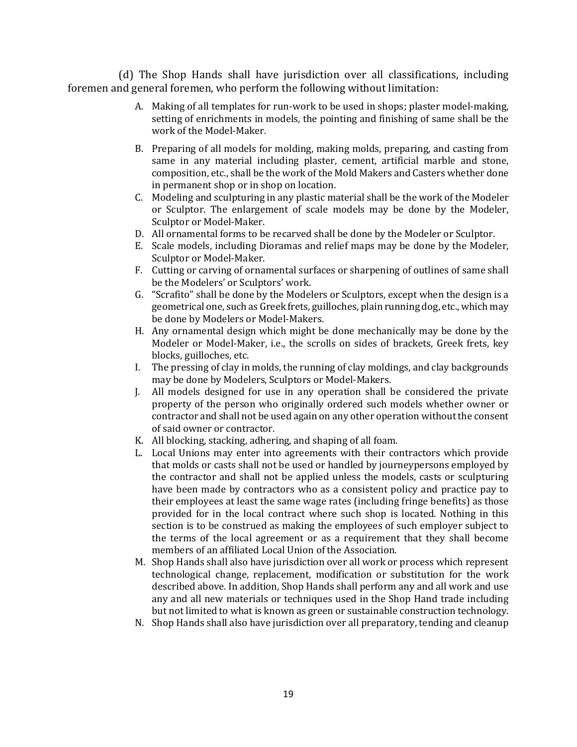(d) The Shop Hands shall have jurisdiction over all classifications, including foremen and general foremen, who perform the following without limitation:

A. Making of all templates for run-work to be used in shops; plaster model-making, setting of enrichments in models, the pointing and finishing of same shall be the work of the Model-Maker.

B. Preparing of all models for molding, making molds, preparing, and casting from same in any material including plaster, cement, artificial marble and stone, composition, etc., shall be the work of the Mold Makers and Casters whether done in permanent shop or in shop on location.

C. Modeling and sculpturing in any plastic material shall be the work of the Modeler or Sculptor. The enlargement of scale models may be done by the Modeler, Sculptor or Model-Maker.

D. All ornamental forms to be recarved shall be done by the Modeler or Sculptor.

E. Scale models, including Dioramas and relief maps may be done by the Modeler, Sculptor or Model-Maker.

F. Cutting or carving of ornamental surfaces or sharpening of outlines of same shall be the Modelers' or Sculptors' work.

G. "Scrafito" shall be done by the Modelers or Sculptors, except when the design is a geometrical one, such as Greek frets, guilloches, plain running dog, etc., which may be done by Modelers or Model-Makers.

H. Any ornamental design which might be done mechanically may be done by the Modeler or Model-Maker, i.e., the scrolls on sides of brackets, Greek frets, key blocks, guilloches, etc.

I. The pressing of clay in molds, the running of clay moldings, and clay backgrounds may be done by Modelers, Sculptors or Model-Makers.

J. All models designed for use in any operation shall be considered the private property of the person who originally ordered such models whether owner or contractor and shall not be used again on any other operation without the consent of said owner or contractor.

K. All blocking, stacking, adhering, and shaping of all foam.

L. Local Unions may enter into agreements with their contractors which provide that molds or casts shall not be used or handled by journeypersons employed by the contractor and shall not be applied unless the models, casts or sculpturing have been made by contractors who as a consistent policy and practice pay to their employees at least the same wage rates (including fringe benefits) as those provided for in the local contract where such shop is located. Nothing in this section is to be construed as making the employees of such employer subject to the terms of the local agreement or as a requirement that they shall become members of an affiliated Local Union of the Association.

M. Shop Hands shall also have jurisdiction over all work or process which represent technological change, replacement, modification or substitution for the work described above. In addition, Shop Hands shall perform any and all work and use any and all new materials or techniques used in the Shop Hand trade including but not limited to what is known as green or sustainable construction technology.

N. Shop Hands shall also have jurisdiction over all preparatory, tending and cleanup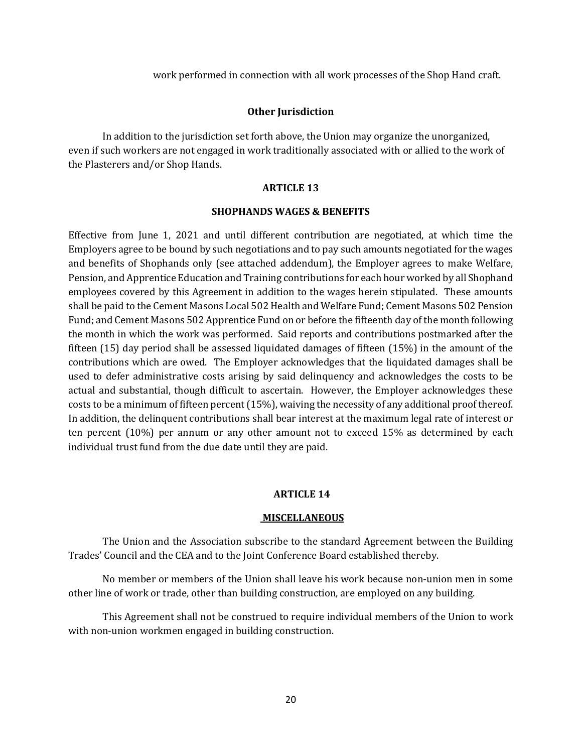work performed in connection with all work processes of the Shop Hand craft.

**Other Jurisdiction**

In addition to the jurisdiction set forth above, the Union may organize the unorganized, even if such workers are not engaged in work traditionally associated with or allied to the work of the Plasterers and/or Shop Hands.

## ARTICLE 13

### SHOPHANDS WAGES & BENEFITS

Effective from June 1, 2021 and until different contribution are negotiated, at which time the Employers agree to be bound by such negotiations and to pay such amounts negotiated for the wages and benefits of Shophands only (see attached addendum), the Employer agrees to make Welfare, Pension, and Apprentice Education and Training contributions for each hour worked by all Shophand employees covered by this Agreement in addition to the wages herein stipulated. These amounts shall be paid to the Cement Masons Local 502 Health and Welfare Fund; Cement Masons 502 Pension Fund; and Cement Masons 502 Apprentice Fund on or before the fifteenth day of the month following the month in which the work was performed. Said reports and contributions postmarked after the fifteen (15) day period shall be assessed liquidated damages of fifteen (15%) in the amount of the contributions which are owed. The Employer acknowledges that the liquidated damages shall be used to defer administrative costs arising by said delinquency and acknowledges the costs to be actual and substantial, though difficult to ascertain. However, the Employer acknowledges these costs to be a minimum of fifteen percent (15%), waiving the necessity of any additional proof thereof. In addition, the delinquent contributions shall bear interest at the maximum legal rate of interest or ten percent (10%) per annum or any other amount not to exceed 15% as determined by each individual trust fund from the due date until they are paid.

## ARTICLE 14

### MISCELLANEOUS

The Union and the Association subscribe to the standard Agreement between the Building Trades' Council and the CEA and to the Joint Conference Board established thereby.

No member or members of the Union shall leave his work because non-union men in some other line of work or trade, other than building construction, are employed on any building.

This Agreement shall not be construed to require individual members of the Union to work with non-union workmen engaged in building construction.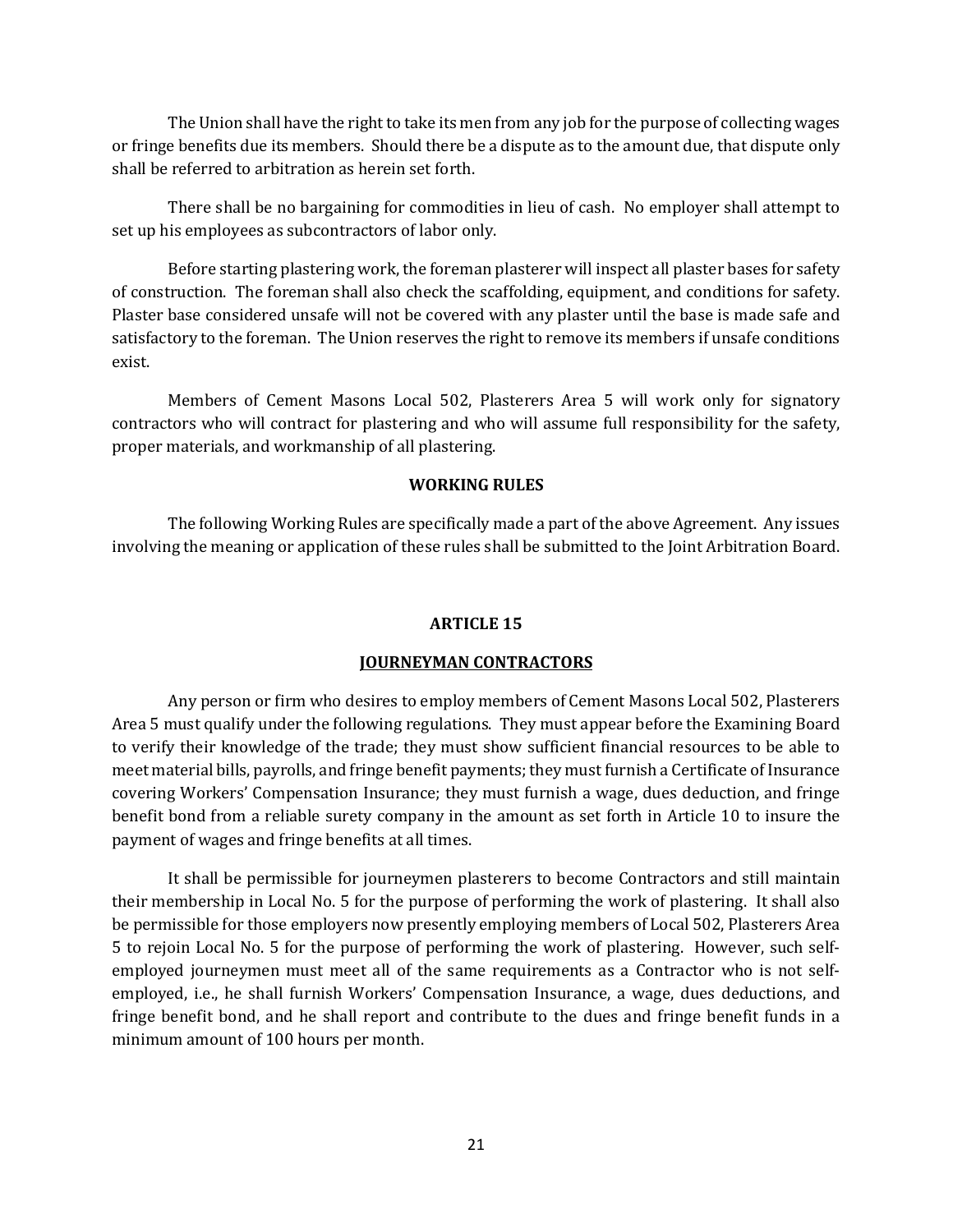The Union shall have the right to take its men from any job for the purpose of collecting wages or fringe benefits due its members. Should there be a dispute as to the amount due, that dispute only shall be referred to arbitration as herein set forth.

There shall be no bargaining for commodities in lieu of cash. No employer shall attempt to set up his employees as subcontractors of labor only.

Before starting plastering work, the foreman plasterer will inspect all plaster bases for safety of construction. The foreman shall also check the scaffolding, equipment, and conditions for safety. Plaster base considered unsafe will not be covered with any plaster until the base is made safe and satisfactory to the foreman. The Union reserves the right to remove its members if unsafe conditions exist.

Members of Cement Masons Local 502, Plasterers Area 5 will work only for signatory contractors who will contract for plastering and who will assume full responsibility for the safety, proper materials, and workmanship of all plastering.

**WORKING RULES**

The following Working Rules are specifically made a part of the above Agreement. Any issues involving the meaning or application of these rules shall be submitted to the Joint Arbitration Board.

## ARTICLE 15

## JOURNEYMAN CONTRACTORS

Any person or firm who desires to employ members of Cement Masons Local 502, Plasterers Area 5 must qualify under the following regulations. They must appear before the Examining Board to verify their knowledge of the trade; they must show sufficient financial resources to be able to meet material bills, payrolls, and fringe benefit payments; they must furnish a Certificate of Insurance covering Workers' Compensation Insurance; they must furnish a wage, dues deduction, and fringe benefit bond from a reliable surety company in the amount as set forth in Article 10 to insure the payment of wages and fringe benefits at all times.

It shall be permissible for journeymen plasterers to become Contractors and still maintain their membership in Local No. 5 for the purpose of performing the work of plastering. It shall also be permissible for those employers now presently employing members of Local 502, Plasterers Area 5 to rejoin Local No. 5 for the purpose of performing the work of plastering. However, such self-employed journeymen must meet all of the same requirements as a Contractor who is not self-employed, i.e., he shall furnish Workers' Compensation Insurance, a wage, dues deductions, and fringe benefit bond, and he shall report and contribute to the dues and fringe benefit funds in a minimum amount of 100 hours per month.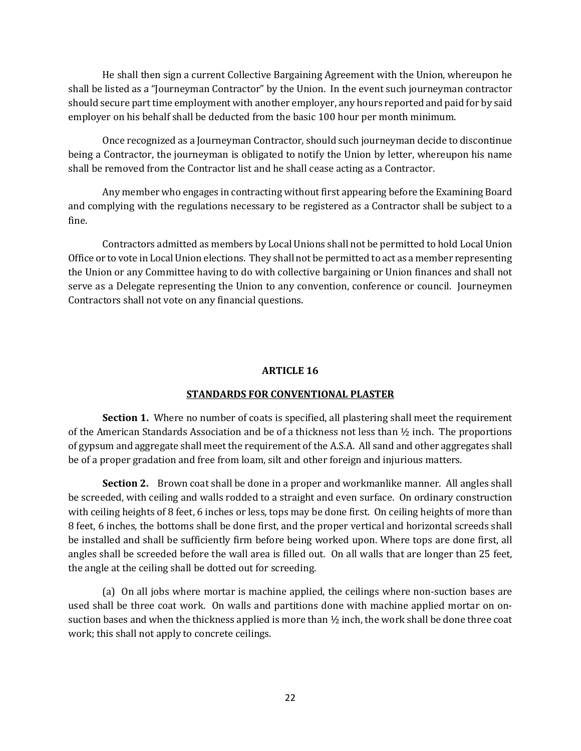He shall then sign a current Collective Bargaining Agreement with the Union, whereupon he shall be listed as a "Journeyman Contractor" by the Union. In the event such journeyman contractor should secure part time employment with another employer, any hours reported and paid for by said employer on his behalf shall be deducted from the basic 100 hour per month minimum.

Once recognized as a Journeyman Contractor, should such journeyman decide to discontinue being a Contractor, the journeyman is obligated to notify the Union by letter, whereupon his name shall be removed from the Contractor list and he shall cease acting as a Contractor.

Any member who engages in contracting without first appearing before the Examining Board and complying with the regulations necessary to be registered as a Contractor shall be subject to a fine.

Contractors admitted as members by Local Unions shall not be permitted to hold Local Union Office or to vote in Local Union elections. They shall not be permitted to act as a member representing the Union or any Committee having to do with collective bargaining or Union finances and shall not serve as a Delegate representing the Union to any convention, conference or council. Journeymen Contractors shall not vote on any financial questions.

## ARTICLE 16

## STANDARDS FOR CONVENTIONAL PLASTER

**Section 1.** Where no number of coats is specified, all plastering shall meet the requirement of the American Standards Association and be of a thickness not less than ½ inch. The proportions of gypsum and aggregate shall meet the requirement of the A.S.A. All sand and other aggregates shall be of a proper gradation and free from loam, silt and other foreign and injurious matters.

**Section 2.** Brown coat shall be done in a proper and workmanlike manner. All angles shall be screeded, with ceiling and walls rodded to a straight and even surface. On ordinary construction with ceiling heights of 8 feet, 6 inches or less, tops may be done first. On ceiling heights of more than 8 feet, 6 inches, the bottoms shall be done first, and the proper vertical and horizontal screeds shall be installed and shall be sufficiently firm before being worked upon. Where tops are done first, all angles shall be screeded before the wall area is filled out. On all walls that are longer than 25 feet, the angle at the ceiling shall be dotted out for screeding.

(a) On all jobs where mortar is machine applied, the ceilings where non-suction bases are used shall be three coat work. On walls and partitions done with machine applied mortar on on-suction bases and when the thickness applied is more than ½ inch, the work shall be done three coat work; this shall not apply to concrete ceilings.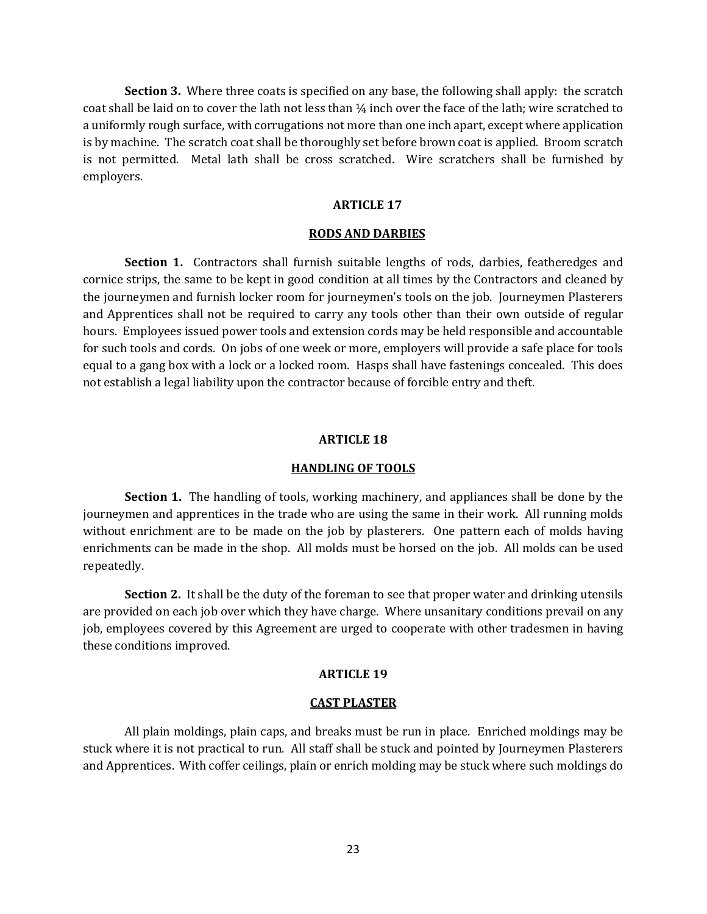**Section 3.** Where three coats is specified on any base, the following shall apply: the scratch coat shall be laid on to cover the lath not less than ¼ inch over the face of the lath; wire scratched to a uniformly rough surface, with corrugations not more than one inch apart, except where application is by machine. The scratch coat shall be thoroughly set before brown coat is applied. Broom scratch is not permitted. Metal lath shall be cross scratched. Wire scratchers shall be furnished by employers.

## ARTICLE 17

### RODS AND DARBIES

**Section 1.** Contractors shall furnish suitable lengths of rods, darbies, featheredges and cornice strips, the same to be kept in good condition at all times by the Contractors and cleaned by the journeymen and furnish locker room for journeymen's tools on the job. Journeymen Plasterers and Apprentices shall not be required to carry any tools other than their own outside of regular hours. Employees issued power tools and extension cords may be held responsible and accountable for such tools and cords. On jobs of one week or more, employers will provide a safe place for tools equal to a gang box with a lock or a locked room. Hasps shall have fastenings concealed. This does not establish a legal liability upon the contractor because of forcible entry and theft.

## ARTICLE 18

### HANDLING OF TOOLS

**Section 1.** The handling of tools, working machinery, and appliances shall be done by the journeymen and apprentices in the trade who are using the same in their work. All running molds without enrichment are to be made on the job by plasterers. One pattern each of molds having enrichments can be made in the shop. All molds must be horsed on the job. All molds can be used repeatedly.

**Section 2.** It shall be the duty of the foreman to see that proper water and drinking utensils are provided on each job over which they have charge. Where unsanitary conditions prevail on any job, employees covered by this Agreement are urged to cooperate with other tradesmen in having these conditions improved.

## ARTICLE 19

### CAST PLASTER

All plain moldings, plain caps, and breaks must be run in place. Enriched moldings may be stuck where it is not practical to run. All staff shall be stuck and pointed by Journeymen Plasterers and Apprentices. With coffer ceilings, plain or enrich molding may be stuck where such moldings do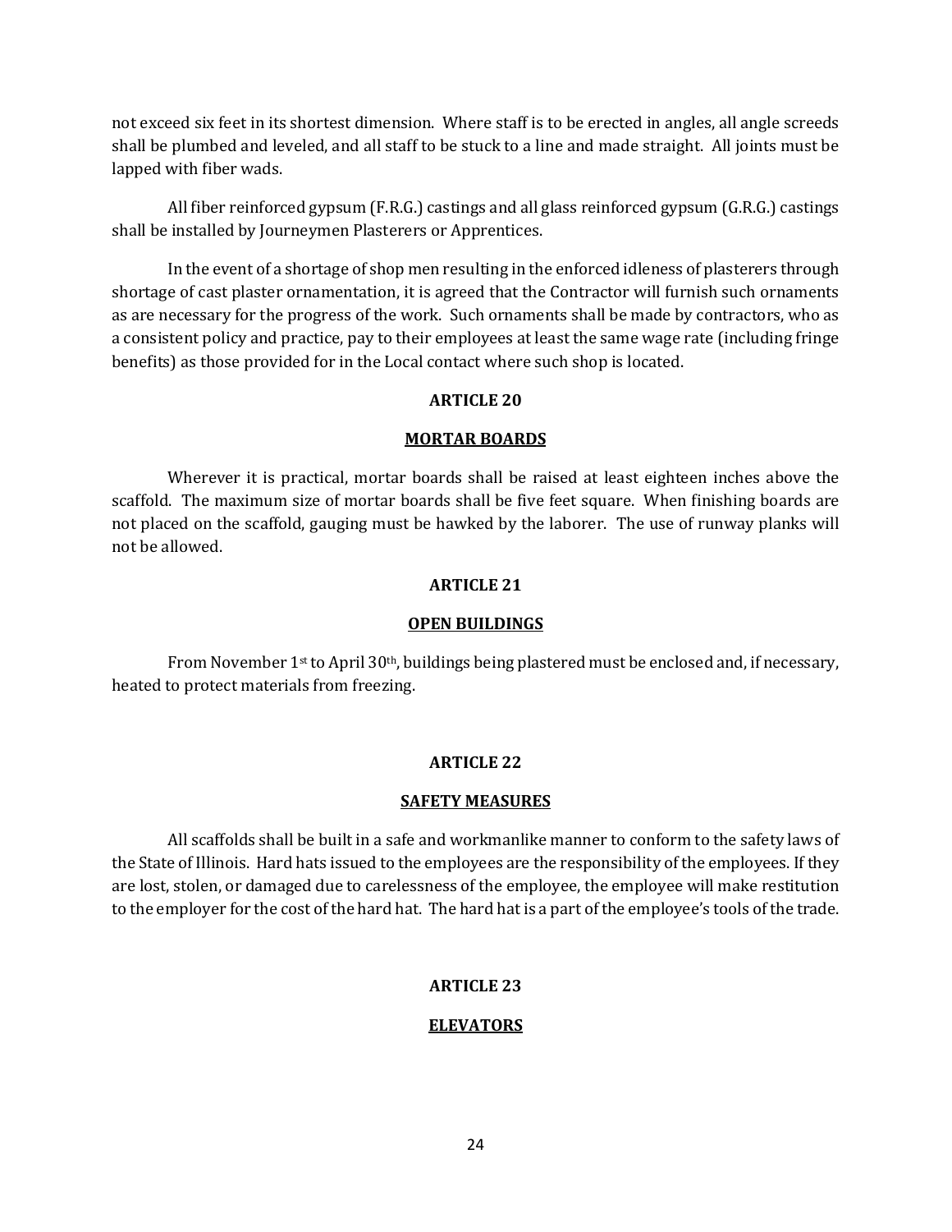not exceed six feet in its shortest dimension. Where staff is to be erected in angles, all angle screeds shall be plumbed and leveled, and all staff to be stuck to a line and made straight. All joints must be lapped with fiber wads.

All fiber reinforced gypsum (F.R.G.) castings and all glass reinforced gypsum (G.R.G.) castings shall be installed by Journeymen Plasterers or Apprentices.

In the event of a shortage of shop men resulting in the enforced idleness of plasterers through shortage of cast plaster ornamentation, it is agreed that the Contractor will furnish such ornaments as are necessary for the progress of the work. Such ornaments shall be made by contractors, who as a consistent policy and practice, pay to their employees at least the same wage rate (including fringe benefits) as those provided for in the Local contact where such shop is located.

## ARTICLE 20

## MORTAR BOARDS

Wherever it is practical, mortar boards shall be raised at least eighteen inches above the scaffold. The maximum size of mortar boards shall be five feet square. When finishing boards are not placed on the scaffold, gauging must be hawked by the laborer. The use of runway planks will not be allowed.

## ARTICLE 21

## OPEN BUILDINGS

From November 1st to April 30th, buildings being plastered must be enclosed and, if necessary, heated to protect materials from freezing.

## ARTICLE 22

## SAFETY MEASURES

All scaffolds shall be built in a safe and workmanlike manner to conform to the safety laws of the State of Illinois. Hard hats issued to the employees are the responsibility of the employees. If they are lost, stolen, or damaged due to carelessness of the employee, the employee will make restitution to the employer for the cost of the hard hat. The hard hat is a part of the employee's tools of the trade.

## ARTICLE 23

## ELEVATORS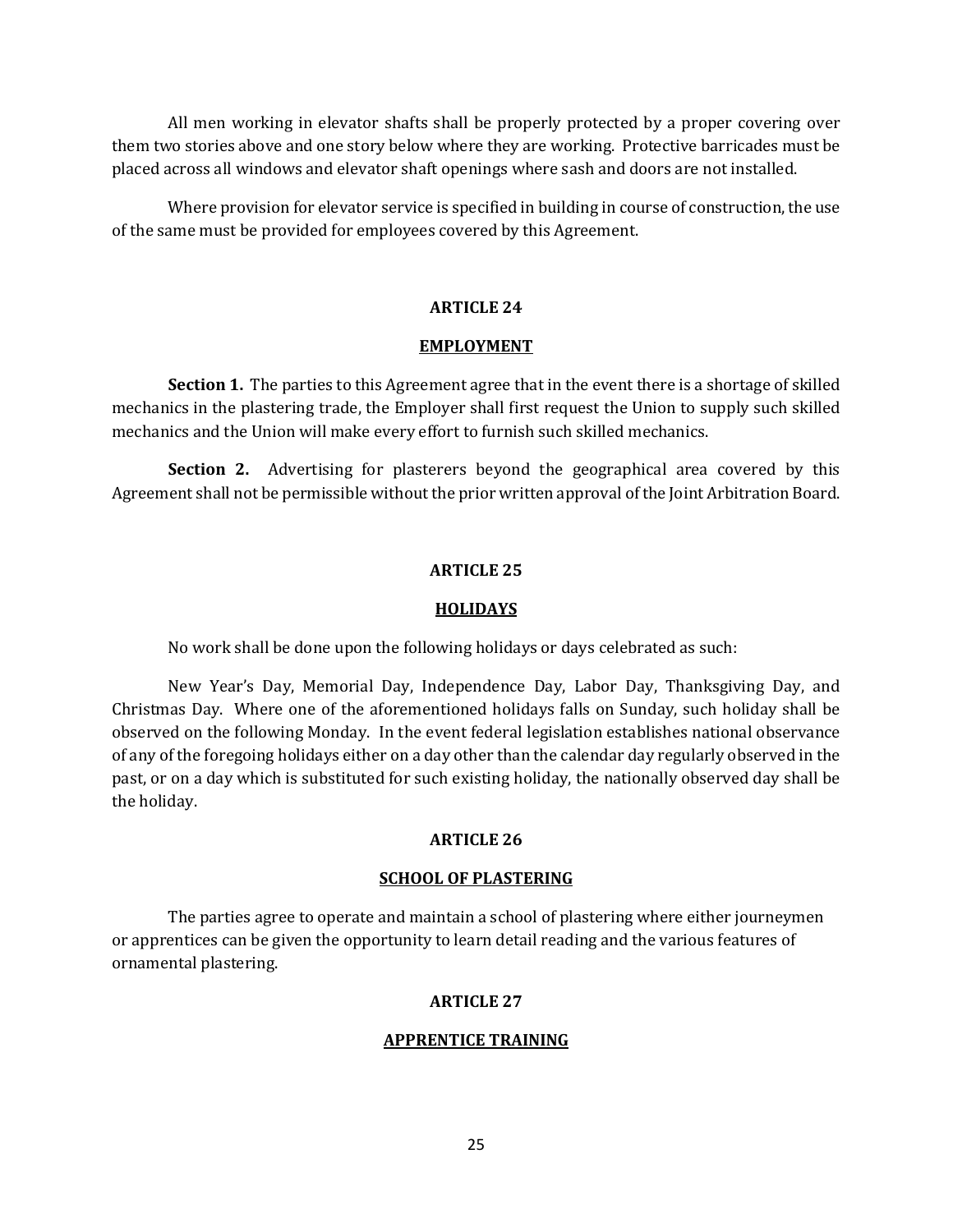All men working in elevator shafts shall be properly protected by a proper covering over them two stories above and one story below where they are working. Protective barricades must be placed across all windows and elevator shaft openings where sash and doors are not installed.

Where provision for elevator service is specified in building in course of construction, the use of the same must be provided for employees covered by this Agreement.

## ARTICLE 24

## EMPLOYMENT

**Section 1.** The parties to this Agreement agree that in the event there is a shortage of skilled mechanics in the plastering trade, the Employer shall first request the Union to supply such skilled mechanics and the Union will make every effort to furnish such skilled mechanics.

**Section 2.** Advertising for plasterers beyond the geographical area covered by this Agreement shall not be permissible without the prior written approval of the Joint Arbitration Board.

## ARTICLE 25

## HOLIDAYS

No work shall be done upon the following holidays or days celebrated as such:

New Year's Day, Memorial Day, Independence Day, Labor Day, Thanksgiving Day, and Christmas Day. Where one of the aforementioned holidays falls on Sunday, such holiday shall be observed on the following Monday. In the event federal legislation establishes national observance of any of the foregoing holidays either on a day other than the calendar day regularly observed in the past, or on a day which is substituted for such existing holiday, the nationally observed day shall be the holiday.

## ARTICLE 26

## SCHOOL OF PLASTERING

The parties agree to operate and maintain a school of plastering where either journeymen or apprentices can be given the opportunity to learn detail reading and the various features of ornamental plastering.

## ARTICLE 27

## APPRENTICE TRAINING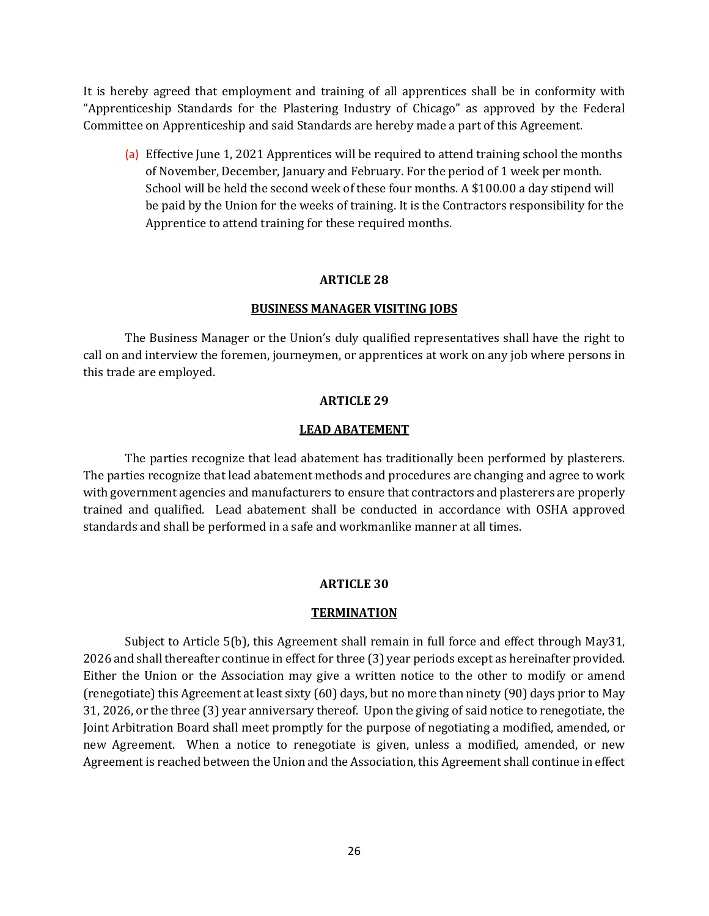It is hereby agreed that employment and training of all apprentices shall be in conformity with "Apprenticeship Standards for the Plastering Industry of Chicago" as approved by the Federal Committee on Apprenticeship and said Standards are hereby made a part of this Agreement.

(a) Effective June 1, 2021 Apprentices will be required to attend training school the months of November, December, January and February. For the period of 1 week per month. School will be held the second week of these four months. A $100.00 a day stipend will be paid by the Union for the weeks of training. It is the Contractors responsibility for the Apprentice to attend training for these required months.

## ARTICLE 28

## BUSINESS MANAGER VISITING JOBS

The Business Manager or the Union's duly qualified representatives shall have the right to call on and interview the foremen, journeymen, or apprentices at work on any job where persons in this trade are employed.

## ARTICLE 29

## LEAD ABATEMENT

The parties recognize that lead abatement has traditionally been performed by plasterers. The parties recognize that lead abatement methods and procedures are changing and agree to work with government agencies and manufacturers to ensure that contractors and plasterers are properly trained and qualified. Lead abatement shall be conducted in accordance with OSHA approved standards and shall be performed in a safe and workmanlike manner at all times.

## ARTICLE 30

## TERMINATION

Subject to Article 5(b), this Agreement shall remain in full force and effect through May31, 2026 and shall thereafter continue in effect for three (3) year periods except as hereinafter provided. Either the Union or the Association may give a written notice to the other to modify or amend (renegotiate) this Agreement at least sixty (60) days, but no more than ninety (90) days prior to May 31, 2026, or the three (3) year anniversary thereof. Upon the giving of said notice to renegotiate, the Joint Arbitration Board shall meet promptly for the purpose of negotiating a modified, amended, or new Agreement. When a notice to renegotiate is given, unless a modified, amended, or new Agreement is reached between the Union and the Association, this Agreement shall continue in effect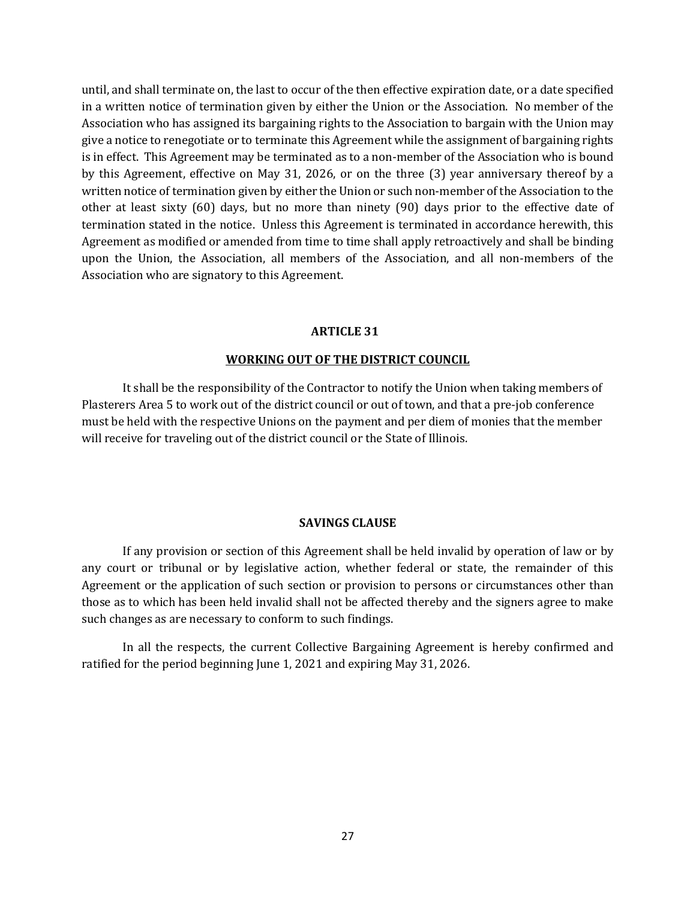until, and shall terminate on, the last to occur of the then effective expiration date, or a date specified in a written notice of termination given by either the Union or the Association. No member of the Association who has assigned its bargaining rights to the Association to bargain with the Union may give a notice to renegotiate or to terminate this Agreement while the assignment of bargaining rights is in effect. This Agreement may be terminated as to a non-member of the Association who is bound by this Agreement, effective on May 31, 2026, or on the three (3) year anniversary thereof by a written notice of termination given by either the Union or such non-member of the Association to the other at least sixty (60) days, but no more than ninety (90) days prior to the effective date of termination stated in the notice. Unless this Agreement is terminated in accordance herewith, this Agreement as modified or amended from time to time shall apply retroactively and shall be binding upon the Union, the Association, all members of the Association, and all non-members of the Association who are signatory to this Agreement.

## ARTICLE 31

### WORKING OUT OF THE DISTRICT COUNCIL

It shall be the responsibility of the Contractor to notify the Union when taking members of Plasterers Area 5 to work out of the district council or out of town, and that a pre-job conference must be held with the respective Unions on the payment and per diem of monies that the member will receive for traveling out of the district council or the State of Illinois.

## SAVINGS CLAUSE

If any provision or section of this Agreement shall be held invalid by operation of law or by any court or tribunal or by legislative action, whether federal or state, the remainder of this Agreement or the application of such section or provision to persons or circumstances other than those as to which has been held invalid shall not be affected thereby and the signers agree to make such changes as are necessary to conform to such findings.

In all the respects, the current Collective Bargaining Agreement is hereby confirmed and ratified for the period beginning June 1, 2021 and expiring May 31, 2026.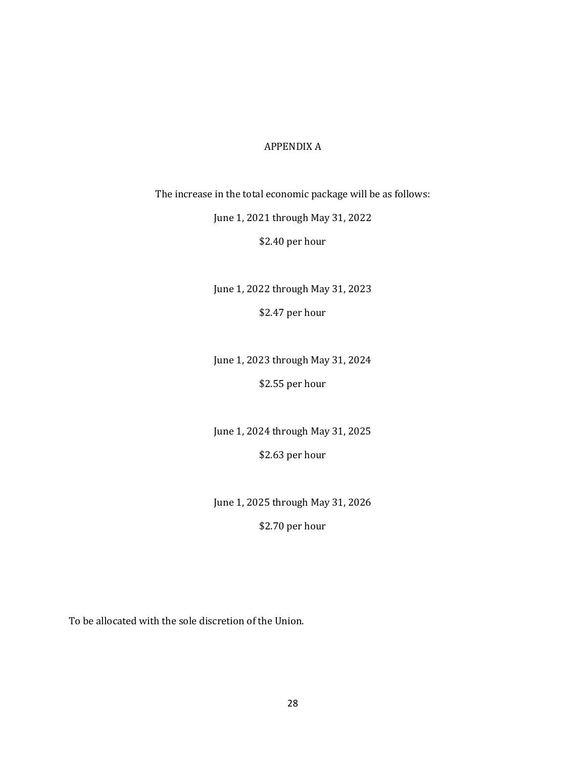# APPENDIX A

The increase in the total economic package will be as follows:

June 1, 2021 through May 31, 2022

$2.40 per hour

June 1, 2022 through May 31, 2023

$2.47 per hour

June 1, 2023 through May 31, 2024

$2.55 per hour

June 1, 2024 through May 31, 2025

$2.63 per hour

June 1, 2025 through May 31, 2026

$2.70 per hour

To be allocated with the sole discretion of the Union.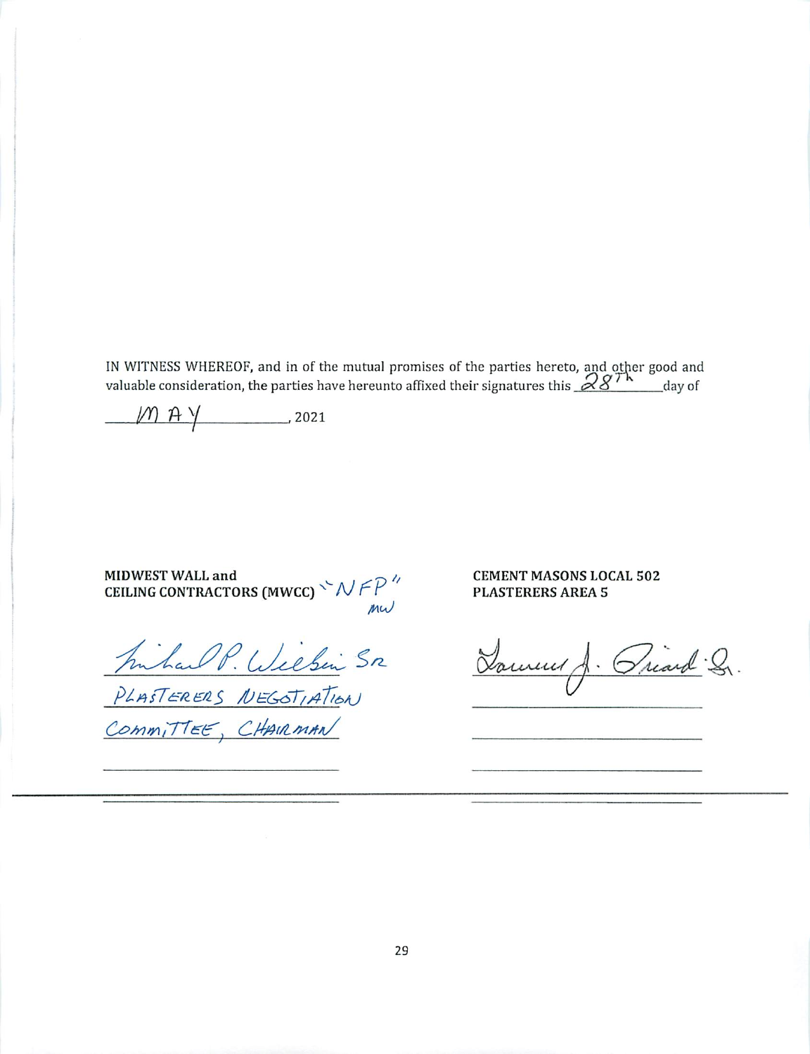IN WITNESS WHEREOF, and in of the mutual promises of the parties hereto, and other good and valuable consideration, the parties have hereunto affixed their signatures this 28th day of MAY, 2021

**MIDWEST WALL and CEILING CONTRACTORS (MWCC)** "NFP" MW

Michael P. Wilbin Sr

PLASTERERS NEGOTIATION COMMITTEE, CHAIRMAN

**CEMENT MASONS LOCAL 502 PLASTERERS AREA 5**

Laurence J. Picard Sr.